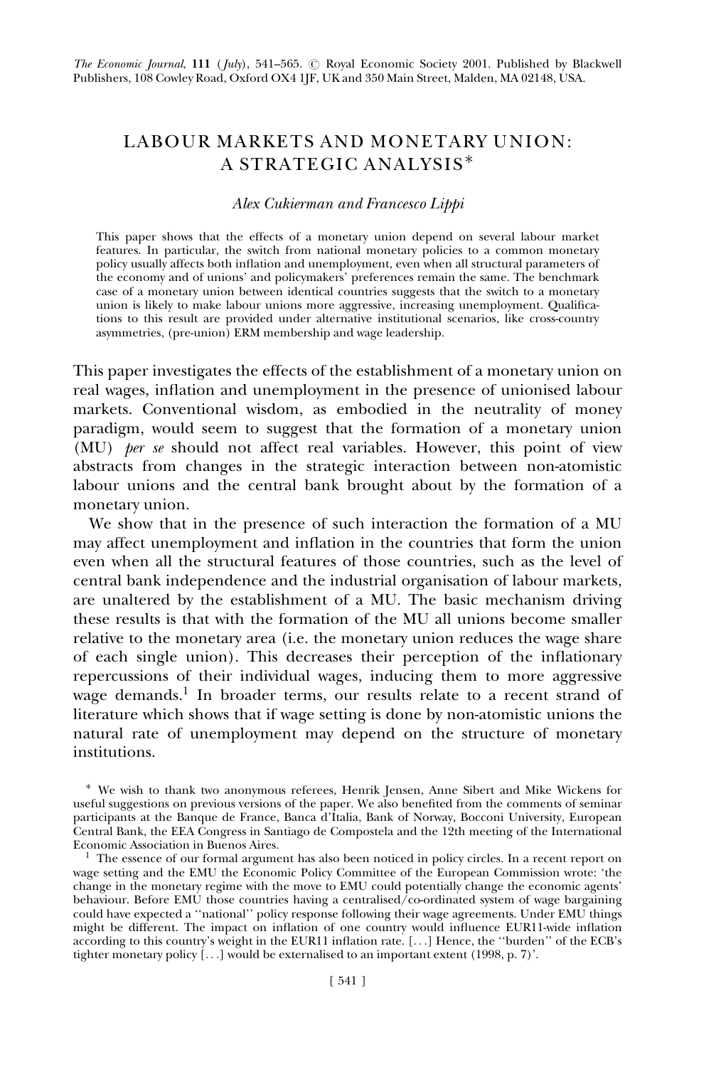# LABOUR MARKETS AND MONETARY UNION: A STRATEGIC ANALYSIS*

*Alex Cukierman and Francesco Lippi*

This paper shows that the effects of a monetary union depend on several labour market features. In particular, the switch from national monetary policies to a common monetary policy usually affects both inflation and unemployment, even when all structural parameters of the economy and of unions' and policymakers' preferences remain the same. The benchmark case of a monetary union between identical countries suggests that the switch to a monetary union is likely to make labour unions more aggressive, increasing unemployment. Qualifications to this result are provided under alternative institutional scenarios, like cross-country asymmetries, (pre-union) ERM membership and wage leadership.

This paper investigates the effects of the establishment of a monetary union on real wages, inflation and unemployment in the presence of unionised labour markets. Conventional wisdom, as embodied in the neutrality of money paradigm, would seem to suggest that the formation of a monetary union (MU) *per se* should not affect real variables. However, this point of view abstracts from changes in the strategic interaction between non-atomistic labour unions and the central bank brought about by the formation of a monetary union.

We show that in the presence of such interaction the formation of a MU may affect unemployment and inflation in the countries that form the union even when all the structural features of those countries, such as the level of central bank independence and the industrial organisation of labour markets, are unaltered by the establishment of a MU. The basic mechanism driving these results is that with the formation of the MU all unions become smaller relative to the monetary area (i.e. the monetary union reduces the wage share of each single union). This decreases their perception of the inflationary repercussions of their individual wages, inducing them to more aggressive wage demands.[1] In broader terms, our results relate to a recent strand of literature which shows that if wage setting is done by non-atomistic unions the natural rate of unemployment may depend on the structure of monetary institutions.

* We wish to thank two anonymous referees, Henrik Jensen, Anne Sibert and Mike Wickens for useful suggestions on previous versions of the paper. We also benefited from the comments of seminar participants at the Banque de France, Banca d'Italia, Bank of Norway, Bocconi University, European Central Bank, the EEA Congress in Santiago de Compostela and the 12th meeting of the International Economic Association in Buenos Aires.

[1] The essence of our formal argument has also been noticed in policy circles. In a recent report on wage setting and the EMU the Economic Policy Committee of the European Commission wrote: 'the change in the monetary regime with the move to EMU could potentially change the economic agents' behaviour. Before EMU those countries having a centralised/co-ordinated system of wage bargaining could have expected a ''national'' policy response following their wage agreements. Under EMU things might be different. The impact on inflation of one country would influence EUR11-wide inflation according to this country's weight in the EUR11 inflation rate. [...] Hence, the ''burden'' of the ECB's tighter monetary policy [...] would be externalised to an important extent (1998, p. 7)'.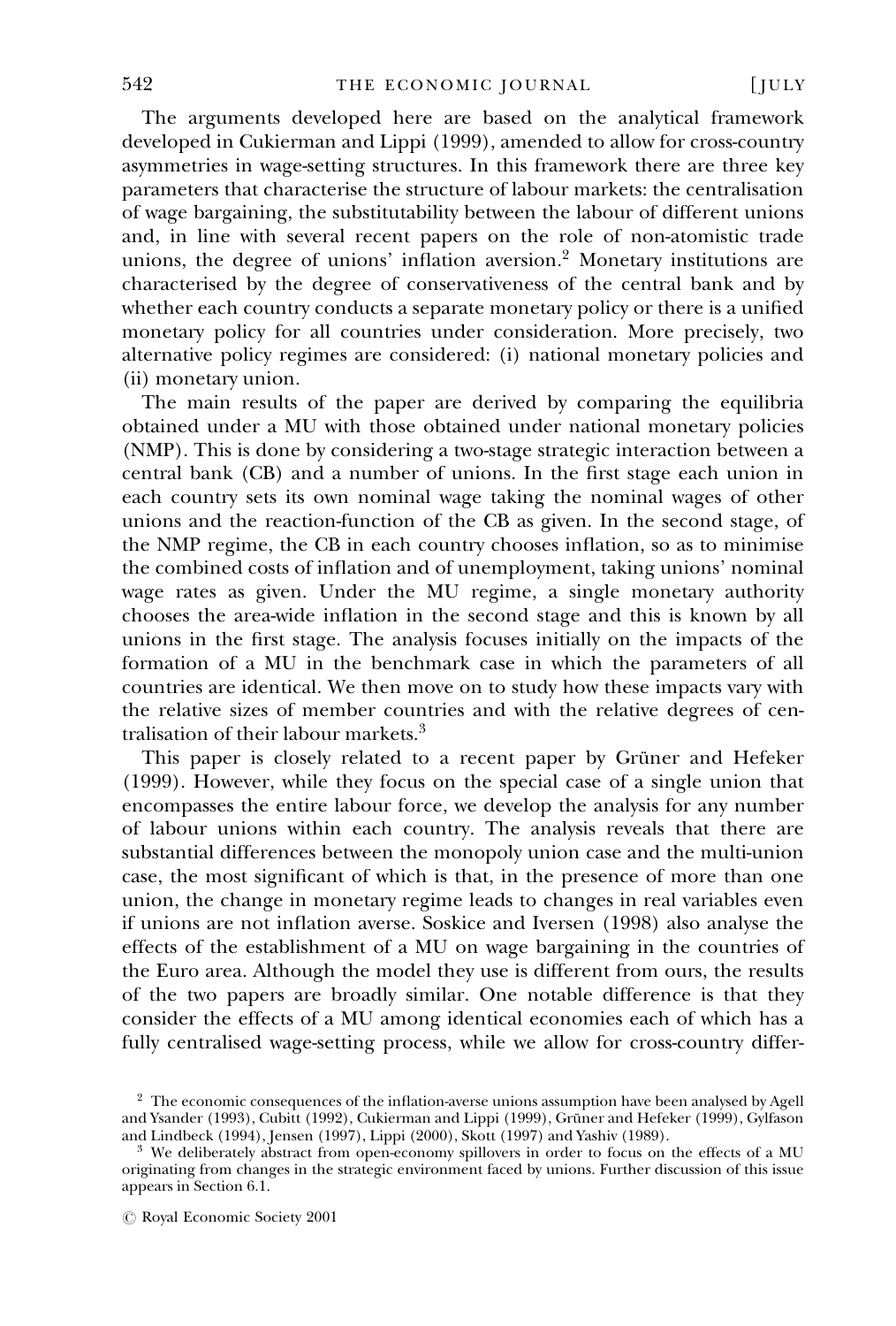The arguments developed here are based on the analytical framework developed in Cukierman and Lippi (1999), amended to allow for cross-country asymmetries in wage-setting structures. In this framework there are three key parameters that characterise the structure of labour markets: the centralisation of wage bargaining, the substitutability between the labour of different unions and, in line with several recent papers on the role of non-atomistic trade unions, the degree of unions' inflation aversion.[2] Monetary institutions are characterised by the degree of conservativeness of the central bank and by whether each country conducts a separate monetary policy or there is a unified monetary policy for all countries under consideration. More precisely, two alternative policy regimes are considered: (i) national monetary policies and (ii) monetary union.

The main results of the paper are derived by comparing the equilibria obtained under a MU with those obtained under national monetary policies (NMP). This is done by considering a two-stage strategic interaction between a central bank (CB) and a number of unions. In the first stage each union in each country sets its own nominal wage taking the nominal wages of other unions and the reaction-function of the CB as given. In the second stage, of the NMP regime, the CB in each country chooses inflation, so as to minimise the combined costs of inflation and of unemployment, taking unions' nominal wage rates as given. Under the MU regime, a single monetary authority chooses the area-wide inflation in the second stage and this is known by all unions in the first stage. The analysis focuses initially on the impacts of the formation of a MU in the benchmark case in which the parameters of all countries are identical. We then move on to study how these impacts vary with the relative sizes of member countries and with the relative degrees of centralisation of their labour markets.[3]

This paper is closely related to a recent paper by Grüner and Hefeker (1999). However, while they focus on the special case of a single union that encompasses the entire labour force, we develop the analysis for any number of labour unions within each country. The analysis reveals that there are substantial differences between the monopoly union case and the multi-union case, the most significant of which is that, in the presence of more than one union, the change in monetary regime leads to changes in real variables even if unions are not inflation averse. Soskice and Iversen (1998) also analyse the effects of the establishment of a MU on wage bargaining in the countries of the Euro area. Although the model they use is different from ours, the results of the two papers are broadly similar. One notable difference is that they consider the effects of a MU among identical economies each of which has a fully centralised wage-setting process, while we allow for cross-country differ-

[2] The economic consequences of the inflation-averse unions assumption have been analysed by Agell and Ysander (1993), Cubitt (1992), Cukierman and Lippi (1999), Grüner and Hefeker (1999), Gylfason and Lindbeck (1994), Jensen (1997), Lippi (2000), Skott (1997) and Yashiv (1989).

[3] We deliberately abstract from open-economy spillovers in order to focus on the effects of a MU originating from changes in the strategic environment faced by unions. Further discussion of this issue appears in Section 6.1.

© Royal Economic Society 2001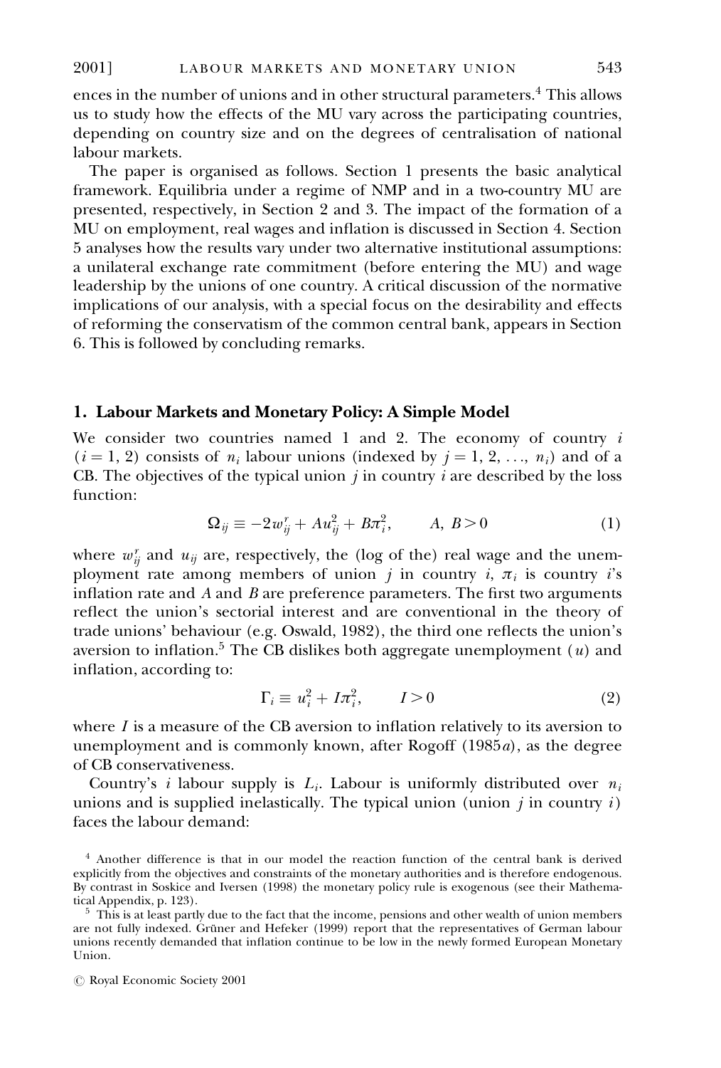ences in the number of unions and in other structural parameters.[4] This allows us to study how the effects of the MU vary across the participating countries, depending on country size and on the degrees of centralisation of national labour markets.

The paper is organised as follows. Section 1 presents the basic analytical framework. Equilibria under a regime of NMP and in a two-country MU are presented, respectively, in Section 2 and 3. The impact of the formation of a MU on employment, real wages and inflation is discussed in Section 4. Section 5 analyses how the results vary under two alternative institutional assumptions: a unilateral exchange rate commitment (before entering the MU) and wage leadership by the unions of one country. A critical discussion of the normative implications of our analysis, with a special focus on the desirability and effects of reforming the conservatism of the common central bank, appears in Section 6. This is followed by concluding remarks.

## 1. Labour Markets and Monetary Policy: A Simple Model

We consider two countries named 1 and 2. The economy of country $i$ ($i = 1, 2$) consists of $n_i$ labour unions (indexed by $j = 1, 2, \ldots, n_i$) and of a CB. The objectives of the typical union $j$ in country $i$ are described by the loss function:

$$\Omega_{ij} \equiv -2w_{ij}^{r} + Au_{ij}^{2} + B\pi_{i}^{2}, \qquad A,\ B > 0 \tag{1}$$

where $w_{ij}^{r}$ and $u_{ij}$ are, respectively, the (log of the) real wage and the unemployment rate among members of union $j$ in country $i$, $\pi_i$ is country $i$'s inflation rate and $A$ and $B$ are preference parameters. The first two arguments reflect the union's sectorial interest and are conventional in the theory of trade unions' behaviour (e.g. Oswald, 1982), the third one reflects the union's aversion to inflation.[5] The CB dislikes both aggregate unemployment ($u$) and inflation, according to:

$$\Gamma_i \equiv u_i^2 + I\pi_i^2, \qquad I > 0 \tag{2}$$

where $I$ is a measure of the CB aversion to inflation relatively to its aversion to unemployment and is commonly known, after Rogoff (1985*a*), as the degree of CB conservativeness.

Country's $i$ labour supply is $L_i$. Labour is uniformly distributed over $n_i$ unions and is supplied inelastically. The typical union (union $j$ in country $i$) faces the labour demand:

[4] Another difference is that in our model the reaction function of the central bank is derived explicitly from the objectives and constraints of the monetary authorities and is therefore endogenous. By contrast in Soskice and Iversen (1998) the monetary policy rule is exogenous (see their Mathematical Appendix, p. 123).

[5] This is at least partly due to the fact that the income, pensions and other wealth of union members are not fully indexed. Grüner and Hefeker (1999) report that the representatives of German labour unions recently demanded that inflation continue to be low in the newly formed European Monetary Union.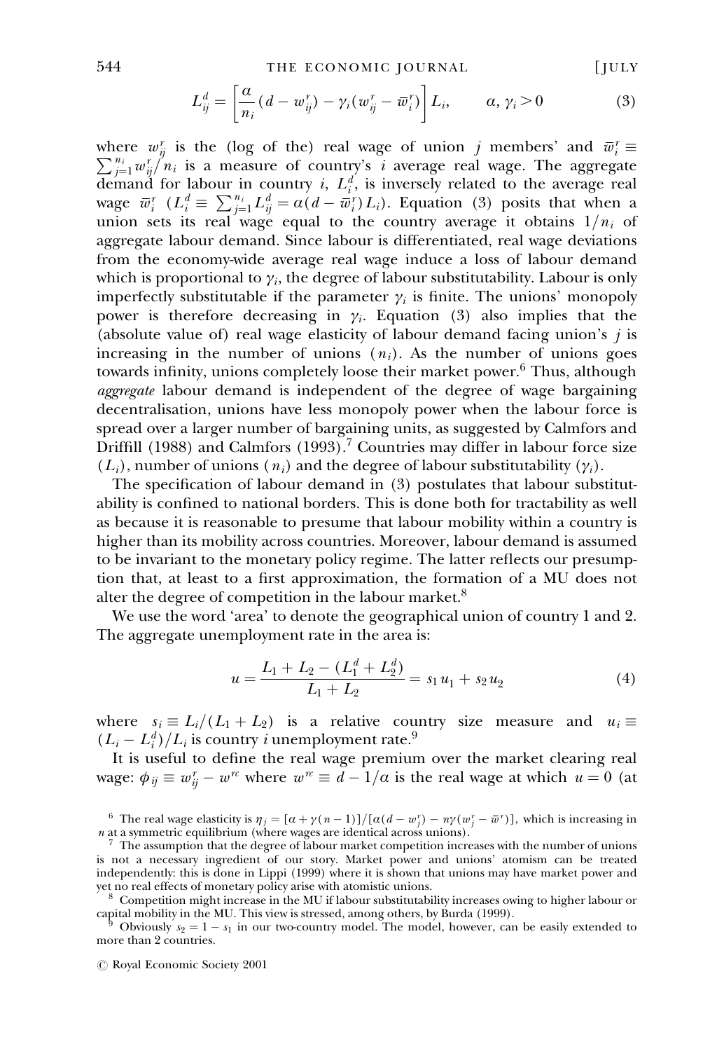$$L_{ij}^d = \left[\frac{\alpha}{n_i}(d - w_{ij}^r) - \gamma_i(w_{ij}^r - \bar{w}_i^r)\right] L_i, \qquad \alpha, \gamma_i > 0 \tag{3}$$

where $w_{ij}^r$ is the (log of the) real wage of union $j$ members' and $\bar{w}_i^r \equiv \sum_{j=1}^{n_i} w_{ij}^r / n_i$ is a measure of country's $i$ average real wage. The aggregate demand for labour in country $i$, $L_i^d$, is inversely related to the average real wage $\bar{w}_i^r$ ($L_i^d \equiv \sum_{j=1}^{n_i} L_{ij}^d = \alpha(d - \bar{w}_i^r)L_i$). Equation (3) posits that when a union sets its real wage equal to the country average it obtains $1/n_i$ of aggregate labour demand. Since labour is differentiated, real wage deviations from the economy-wide average real wage induce a loss of labour demand which is proportional to $\gamma_i$, the degree of labour substitutability. Labour is only imperfectly substitutable if the parameter $\gamma_i$ is finite. The unions' monopoly power is therefore decreasing in $\gamma_i$. Equation (3) also implies that the (absolute value of) real wage elasticity of labour demand facing union's $j$ is increasing in the number of unions ($n_i$). As the number of unions goes towards infinity, unions completely loose their market power.[6] Thus, although *aggregate* labour demand is independent of the degree of wage bargaining decentralisation, unions have less monopoly power when the labour force is spread over a larger number of bargaining units, as suggested by Calmfors and Driffill (1988) and Calmfors (1993).[7] Countries may differ in labour force size ($L_i$), number of unions ($n_i$) and the degree of labour substitutability ($\gamma_i$).

The specification of labour demand in (3) postulates that labour substitutability is confined to national borders. This is done both for tractability as well as because it is reasonable to presume that labour mobility within a country is higher than its mobility across countries. Moreover, labour demand is assumed to be invariant to the monetary policy regime. The latter reflects our presumption that, at least to a first approximation, the formation of a MU does not alter the degree of competition in the labour market.[8]

We use the word 'area' to denote the geographical union of country 1 and 2. The aggregate unemployment rate in the area is:

$$u = \frac{L_1 + L_2 - (L_1^d + L_2^d)}{L_1 + L_2} = s_1 u_1 + s_2 u_2 \tag{4}$$

where $s_i \equiv L_i/(L_1 + L_2)$ is a relative country size measure and $u_i \equiv (L_i - L_i^d)/L_i$ is country $i$ unemployment rate.[9]

It is useful to define the real wage premium over the market clearing real wage: $\phi_{ij} \equiv w_{ij}^r - w^{rc}$ where $w^{rc} \equiv d - 1/\alpha$ is the real wage at which $u = 0$ (at

---

[6] The real wage elasticity is $\eta_j = [\alpha + \gamma(n-1)]/[\alpha(d - w_j^r) - n\gamma(w_j^r - \bar{w}^r)]$, which is increasing in $n$ at a symmetric equilibrium (where wages are identical across unions).

[7] The assumption that the degree of labour market competition increases with the number of unions is not a necessary ingredient of our story. Market power and unions' atomism can be treated independently: this is done in Lippi (1999) where it is shown that unions may have market power and yet no real effects of monetary policy arise with atomistic unions.

[8] Competition might increase in the MU if labour substitutability increases owing to higher labour or capital mobility in the MU. This view is stressed, among others, by Burda (1999).

[9] Obviously $s_2 = 1 - s_1$ in our two-country model. The model, however, can be easily extended to more than 2 countries.

© Royal Economic Society 2001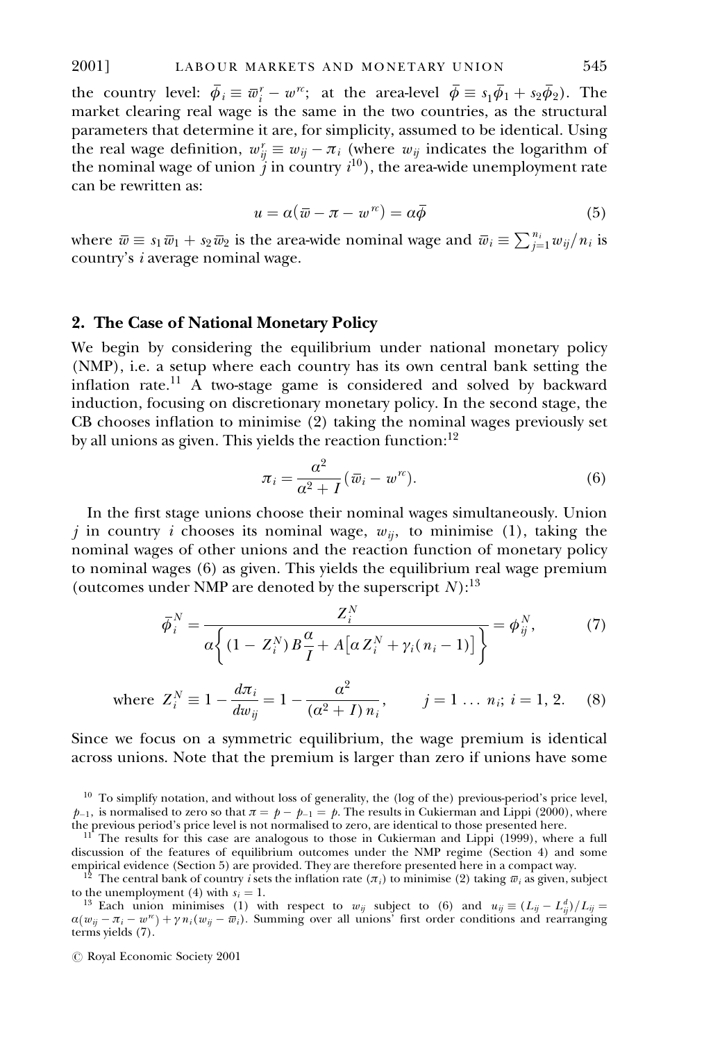the country level: $\bar{\phi}_i \equiv \bar{w}_i^r - w^{rc}$; at the area-level $\bar{\phi} \equiv s_1\bar{\phi}_1 + s_2\bar{\phi}_2$). The market clearing real wage is the same in the two countries, as the structural parameters that determine it are, for simplicity, assumed to be identical. Using the real wage definition, $w_{ij}^r \equiv w_{ij} - \pi_i$ (where $w_{ij}$ indicates the logarithm of the nominal wage of union $j$ in country $i$[10]), the area-wide unemployment rate can be rewritten as:

$$u = \alpha(\bar{w} - \pi - w^{rc}) = \alpha\bar{\phi} \tag{5}$$

where $\bar{w} \equiv s_1\bar{w}_1 + s_2\bar{w}_2$ is the area-wide nominal wage and $\bar{w}_i \equiv \sum_{j=1}^{n_i} w_{ij}/n_i$ is country's $i$ average nominal wage.

## 2. The Case of National Monetary Policy

We begin by considering the equilibrium under national monetary policy (NMP), i.e. a setup where each country has its own central bank setting the inflation rate.[11] A two-stage game is considered and solved by backward induction, focusing on discretionary monetary policy. In the second stage, the CB chooses inflation to minimise (2) taking the nominal wages previously set by all unions as given. This yields the reaction function:[12]

$$\pi_i = \frac{\alpha^2}{\alpha^2 + I}(\bar{w}_i - w^{rc}). \tag{6}$$

In the first stage unions choose their nominal wages simultaneously. Union $j$ in country $i$ chooses its nominal wage, $w_{ij}$, to minimise (1), taking the nominal wages of other unions and the reaction function of monetary policy to nominal wages (6) as given. This yields the equilibrium real wage premium (outcomes under NMP are denoted by the superscript $N$):[13]

$$\bar{\phi}_i^N = \frac{Z_i^N}{\alpha\left\{(1 - Z_i^N)B\dfrac{\alpha}{I} + A\left[\alpha Z_i^N + \gamma_i(n_i - 1)\right]\right\}} = \phi_{ij}^N, \tag{7}$$

$$\text{where } Z_i^N \equiv 1 - \frac{d\pi_i}{dw_{ij}} = 1 - \frac{\alpha^2}{(\alpha^2 + I)n_i}, \qquad j = 1 \ldots n_i;\ i = 1, 2. \tag{8}$$

Since we focus on a symmetric equilibrium, the wage premium is identical across unions. Note that the premium is larger than zero if unions have some

[10] To simplify notation, and without loss of generality, the (log of the) previous-period's price level, $p_{-1}$, is normalised to zero so that $\pi = p - p_{-1} = p$. The results in Cukierman and Lippi (2000), where the previous period's price level is not normalised to zero, are identical to those presented here.

[11] The results for this case are analogous to those in Cukierman and Lippi (1999), where a full discussion of the features of equilibrium outcomes under the NMP regime (Section 4) and some empirical evidence (Section 5) are provided. They are therefore presented here in a compact way.

[12] The central bank of country $i$ sets the inflation rate ($\pi_i$) to minimise (2) taking $\bar{w}_i$ as given, subject to the unemployment (4) with $s_i = 1$.

[13] Each union minimises (1) with respect to $w_{ij}$ subject to (6) and $u_{ij} \equiv (L_{ij} - L_{ij}^d)/L_{ij} = \alpha(w_{ij} - \pi_i - w^{rc}) + \gamma n_i(w_{ij} - \bar{w}_i)$. Summing over all unions' first order conditions and rearranging terms yields (7).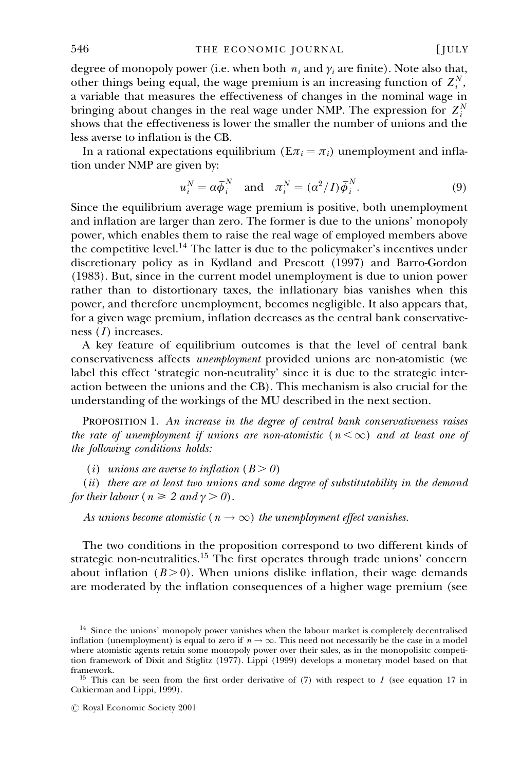degree of monopoly power (i.e. when both $n_i$ and $\gamma_i$ are finite). Note also that, other things being equal, the wage premium is an increasing function of $Z_i^N$, a variable that measures the effectiveness of changes in the nominal wage in bringing about changes in the real wage under NMP. The expression for $Z_i^N$ shows that the effectiveness is lower the smaller the number of unions and the less averse to inflation is the CB.

In a rational expectations equilibrium ($E\pi_i = \pi_i$) unemployment and inflation under NMP are given by:

$$u_i^N = \alpha\bar{\phi}_i^N \quad \text{and} \quad \pi_i^N = (\alpha^2/I)\bar{\phi}_i^N. \tag{9}$$

Since the equilibrium average wage premium is positive, both unemployment and inflation are larger than zero. The former is due to the unions' monopoly power, which enables them to raise the real wage of employed members above the competitive level.[14] The latter is due to the policymaker's incentives under discretionary policy as in Kydland and Prescott (1997) and Barro-Gordon (1983). But, since in the current model unemployment is due to union power rather than to distortionary taxes, the inflationary bias vanishes when this power, and therefore unemployment, becomes negligible. It also appears that, for a given wage premium, inflation decreases as the central bank conservativeness ($I$) increases.

A key feature of equilibrium outcomes is that the level of central bank conservativeness affects *unemployment* provided unions are non-atomistic (we label this effect 'strategic non-neutrality' since it is due to the strategic interaction between the unions and the CB). This mechanism is also crucial for the understanding of the workings of the MU described in the next section.

PROPOSITION 1. *An increase in the degree of central bank conservativeness raises the rate of unemployment if unions are non-atomistic ($n < \infty$) and at least one of the following conditions holds:*

(*i*) *unions are averse to inflation ($B > 0$)*

(*ii*) *there are at least two unions and some degree of substitutability in the demand for their labour ($n \geqslant 2$ and $\gamma > 0$).*

*As unions become atomistic ($n \to \infty$) the unemployment effect vanishes.*

The two conditions in the proposition correspond to two different kinds of strategic non-neutralities.[15] The first operates through trade unions' concern about inflation ($B > 0$). When unions dislike inflation, their wage demands are moderated by the inflation consequences of a higher wage premium (see

---

[14] Since the unions' monopoly power vanishes when the labour market is completely decentralised inflation (unemployment) is equal to zero if $n \to \infty$. This need not necessarily be the case in a model where atomistic agents retain some monopoly power over their sales, as in the monopolisitc competition framework of Dixit and Stiglitz (1977). Lippi (1999) develops a monetary model based on that framework.

[15] This can be seen from the first order derivative of (7) with respect to $I$ (see equation 17 in Cukierman and Lippi, 1999).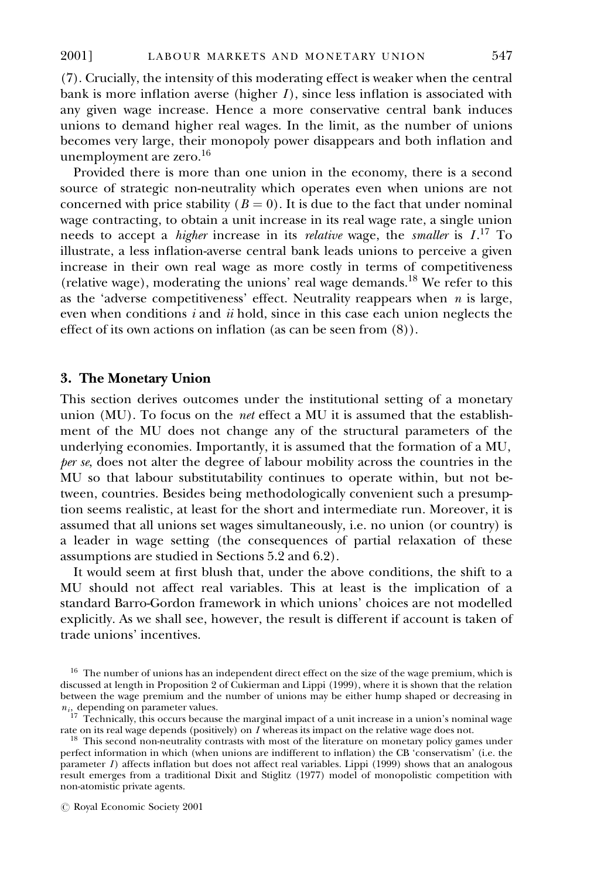(7). Crucially, the intensity of this moderating effect is weaker when the central bank is more inflation averse (higher $I$), since less inflation is associated with any given wage increase. Hence a more conservative central bank induces unions to demand higher real wages. In the limit, as the number of unions becomes very large, their monopoly power disappears and both inflation and unemployment are zero.[16]

Provided there is more than one union in the economy, there is a second source of strategic non-neutrality which operates even when unions are not concerned with price stability ($B = 0$). It is due to the fact that under nominal wage contracting, to obtain a unit increase in its real wage rate, a single union needs to accept a *higher* increase in its *relative* wage, the *smaller* is $I$.[17] To illustrate, a less inflation-averse central bank leads unions to perceive a given increase in their own real wage as more costly in terms of competitiveness (relative wage), moderating the unions' real wage demands.[18] We refer to this as the 'adverse competitiveness' effect. Neutrality reappears when $n$ is large, even when conditions *i* and *ii* hold, since in this case each union neglects the effect of its own actions on inflation (as can be seen from (8)).

## 3. The Monetary Union

This section derives outcomes under the institutional setting of a monetary union (MU). To focus on the *net* effect a MU it is assumed that the establishment of the MU does not change any of the structural parameters of the underlying economies. Importantly, it is assumed that the formation of a MU, *per se*, does not alter the degree of labour mobility across the countries in the MU so that labour substitutability continues to operate within, but not between, countries. Besides being methodologically convenient such a presumption seems realistic, at least for the short and intermediate run. Moreover, it is assumed that all unions set wages simultaneously, i.e. no union (or country) is a leader in wage setting (the consequences of partial relaxation of these assumptions are studied in Sections 5.2 and 6.2).

It would seem at first blush that, under the above conditions, the shift to a MU should not affect real variables. This at least is the implication of a standard Barro-Gordon framework in which unions' choices are not modelled explicitly. As we shall see, however, the result is different if account is taken of trade unions' incentives.

[16] The number of unions has an independent direct effect on the size of the wage premium, which is discussed at length in Proposition 2 of Cukierman and Lippi (1999), where it is shown that the relation between the wage premium and the number of unions may be either hump shaped or decreasing in $n_i$, depending on parameter values.

[17] Technically, this occurs because the marginal impact of a unit increase in a union's nominal wage rate on its real wage depends (positively) on $I$ whereas its impact on the relative wage does not.

[18] This second non-neutrality contrasts with most of the literature on monetary policy games under perfect information in which (when unions are indifferent to inflation) the CB 'conservatism' (i.e. the parameter $I$) affects inflation but does not affect real variables. Lippi (1999) shows that an analogous result emerges from a traditional Dixit and Stiglitz (1977) model of monopolistic competition with non-atomistic private agents.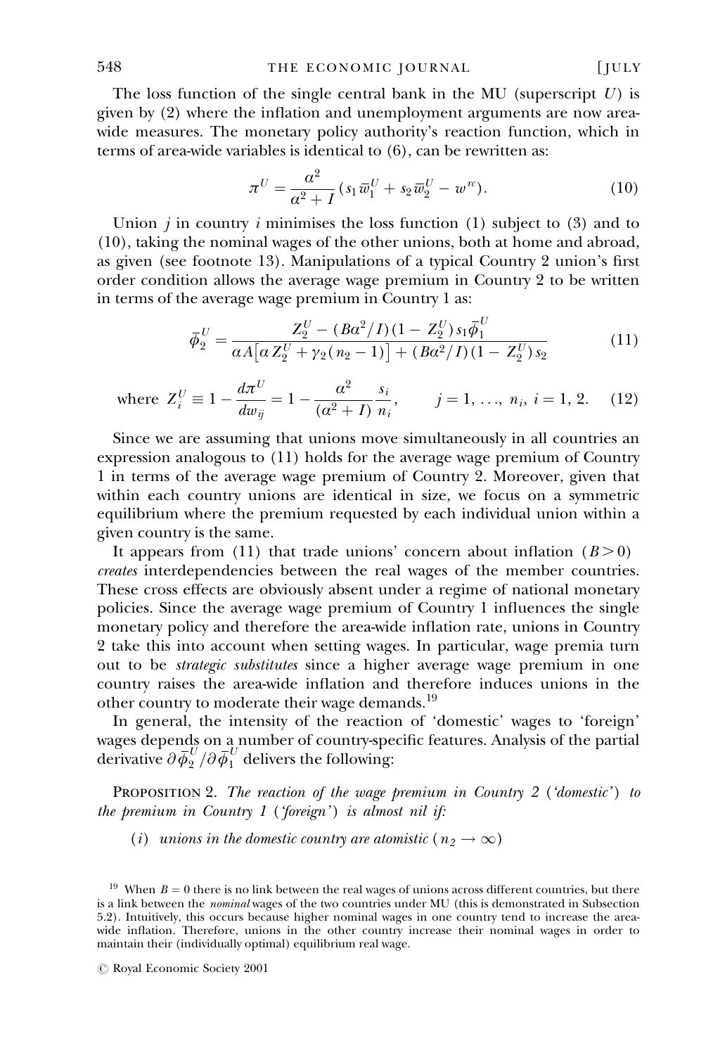The loss function of the single central bank in the MU (superscript $U$) is given by (2) where the inflation and unemployment arguments are now area-wide measures. The monetary policy authority's reaction function, which in terms of area-wide variables is identical to (6), can be rewritten as:

$$\pi^U = \frac{\alpha^2}{\alpha^2 + I}(s_1 \bar{w}_1^U + s_2 \bar{w}_2^U - w^{rc}). \tag{10}$$

Union $j$ in country $i$ minimises the loss function (1) subject to (3) and to (10), taking the nominal wages of the other unions, both at home and abroad, as given (see footnote 13). Manipulations of a typical Country 2 union's first order condition allows the average wage premium in Country 2 to be written in terms of the average wage premium in Country 1 as:

$$\bar{\phi}_2^U = \frac{Z_2^U - (B\alpha^2/I)(1 - Z_2^U)s_1\bar{\phi}_1^U}{\alpha A[\alpha Z_2^U + \gamma_2(n_2 - 1)] + (B\alpha^2/I)(1 - Z_2^U)s_2} \tag{11}$$

$$\text{where } Z_i^U \equiv 1 - \frac{d\pi^U}{dw_{ij}} = 1 - \frac{\alpha^2}{(\alpha^2 + I)}\frac{s_i}{n_i}, \qquad j = 1, \ldots, n_i,\ i = 1, 2. \tag{12}$$

Since we are assuming that unions move simultaneously in all countries an expression analogous to (11) holds for the average wage premium of Country 1 in terms of the average wage premium of Country 2. Moreover, given that within each country unions are identical in size, we focus on a symmetric equilibrium where the premium requested by each individual union within a given country is the same.

It appears from (11) that trade unions' concern about inflation ($B > 0$) *creates* interdependencies between the real wages of the member countries. These cross effects are obviously absent under a regime of national monetary policies. Since the average wage premium of Country 1 influences the single monetary policy and therefore the area-wide inflation rate, unions in Country 2 take this into account when setting wages. In particular, wage premia turn out to be *strategic substitutes* since a higher average wage premium in one country raises the area-wide inflation and therefore induces unions in the other country to moderate their wage demands.[19]

In general, the intensity of the reaction of 'domestic' wages to 'foreign' wages depends on a number of country-specific features. Analysis of the partial derivative $\partial\bar{\phi}_2^U/\partial\bar{\phi}_1^U$ delivers the following:

PROPOSITION 2. *The reaction of the wage premium in Country 2 ('domestic') to the premium in Country 1 ('foreign') is almost nil if:*

(*i*) *unions in the domestic country are atomistic* ($n_2 \to \infty$)

[19] When $B = 0$ there is no link between the real wages of unions across different countries, but there is a link between the *nominal* wages of the two countries under MU (this is demonstrated in Subsection 5.2). Intuitively, this occurs because higher nominal wages in one country tend to increase the area-wide inflation. Therefore, unions in the other country increase their nominal wages in order to maintain their (individually optimal) equilibrium real wage.

© Royal Economic Society 2001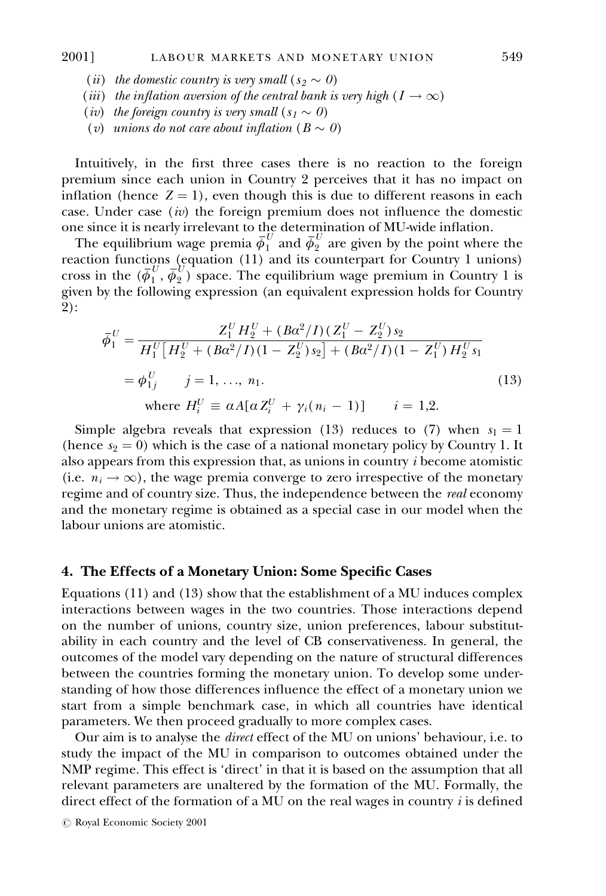(*ii*) *the domestic country is very small* ($s_2 \sim 0$)

(*iii*) *the inflation aversion of the central bank is very high* ($I \to \infty$)

(*iv*) *the foreign country is very small* ($s_1 \sim 0$)

(*v*) *unions do not care about inflation* ($B \sim 0$)

Intuitively, in the first three cases there is no reaction to the foreign premium since each union in Country 2 perceives that it has no impact on inflation (hence $Z = 1$), even though this is due to different reasons in each case. Under case (*iv*) the foreign premium does not influence the domestic one since it is nearly irrelevant to the determination of MU-wide inflation.

The equilibrium wage premia $\bar{\phi}_1^U$ and $\bar{\phi}_2^U$ are given by the point where the reaction functions (equation (11) and its counterpart for Country 1 unions) cross in the $(\bar{\phi}_1^U, \bar{\phi}_2^U)$ space. The equilibrium wage premium in Country 1 is given by the following expression (an equivalent expression holds for Country 2):

$$
\begin{aligned}
\bar{\phi}_1^U &= \frac{Z_1^U H_2^U + (B\alpha^2/I)(Z_1^U - Z_2^U)s_2}{H_1^U\left[H_2^U + (B\alpha^2/I)(1 - Z_2^U)s_2\right] + (B\alpha^2/I)(1 - Z_1^U)H_2^U s_1} \\
&= \phi_{1j}^U \qquad j = 1, \ldots, n_1. \qquad\qquad (13)\\
&\text{where } H_i^U \equiv \alpha A[\alpha Z_i^U + \gamma_i(n_i - 1)] \qquad i = 1,2.
\end{aligned}
$$

Simple algebra reveals that expression (13) reduces to (7) when $s_1 = 1$ (hence $s_2 = 0$) which is the case of a national monetary policy by Country 1. It also appears from this expression that, as unions in country $i$ become atomistic (i.e. $n_i \to \infty$), the wage premia converge to zero irrespective of the monetary regime and of country size. Thus, the independence between the *real* economy and the monetary regime is obtained as a special case in our model when the labour unions are atomistic.

## 4. The Effects of a Monetary Union: Some Specific Cases

Equations (11) and (13) show that the establishment of a MU induces complex interactions between wages in the two countries. Those interactions depend on the number of unions, country size, union preferences, labour substitutability in each country and the level of CB conservativeness. In general, the outcomes of the model vary depending on the nature of structural differences between the countries forming the monetary union. To develop some understanding of how those differences influence the effect of a monetary union we start from a simple benchmark case, in which all countries have identical parameters. We then proceed gradually to more complex cases.

Our aim is to analyse the *direct* effect of the MU on unions' behaviour, i.e. to study the impact of the MU in comparison to outcomes obtained under the NMP regime. This effect is 'direct' in that it is based on the assumption that all relevant parameters are unaltered by the formation of the MU. Formally, the direct effect of the formation of a MU on the real wages in country $i$ is defined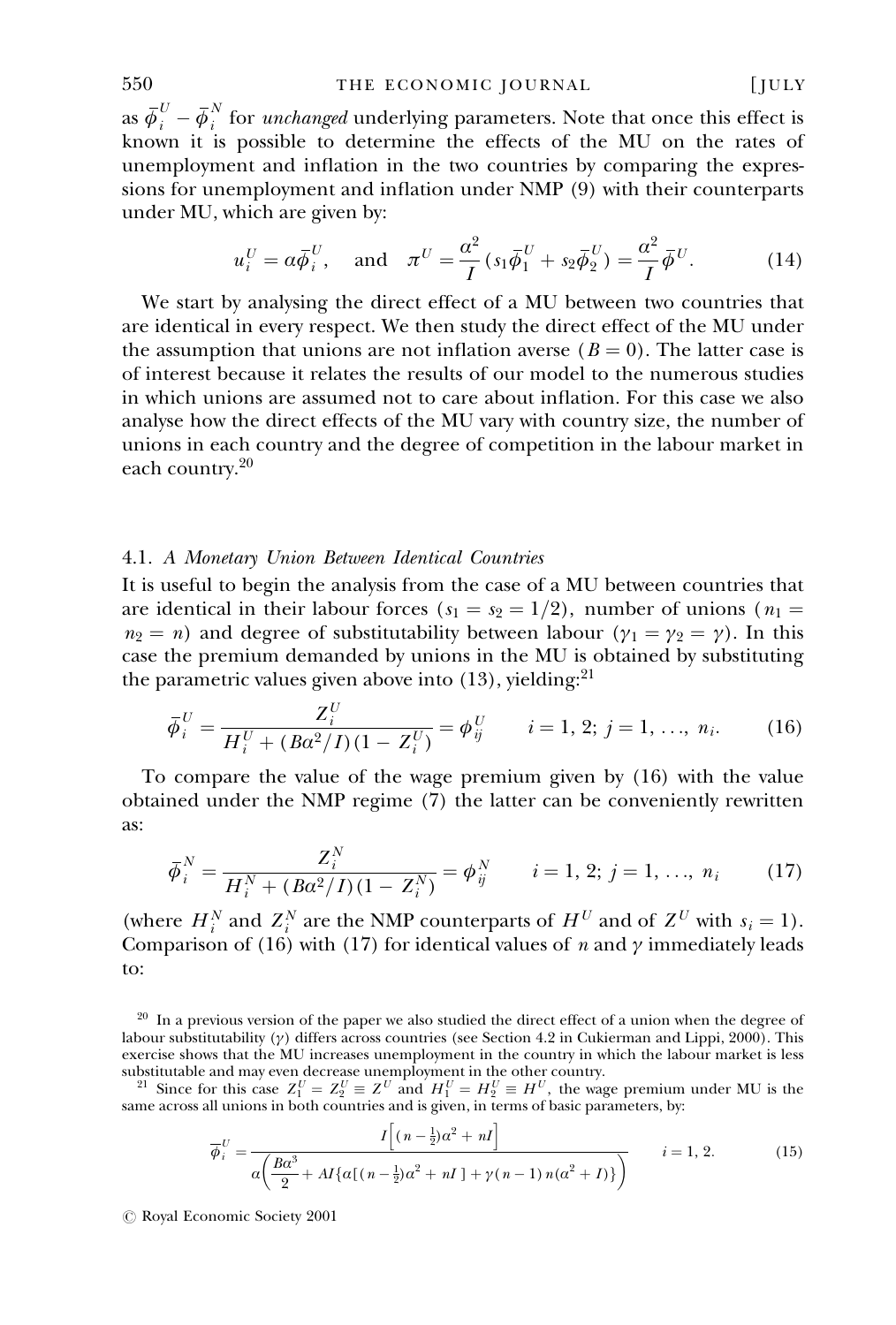as $\bar{\phi}_i^U - \bar{\phi}_i^N$ for *unchanged* underlying parameters. Note that once this effect is known it is possible to determine the effects of the MU on the rates of unemployment and inflation in the two countries by comparing the expressions for unemployment and inflation under NMP (9) with their counterparts under MU, which are given by:

$$u_i^U = \alpha \bar{\phi}_i^U, \quad \text{and} \quad \pi^U = \frac{\alpha^2}{I}(s_1 \bar{\phi}_1^U + s_2 \bar{\phi}_2^U) = \frac{\alpha^2}{I} \bar{\phi}^U. \tag{14}$$

We start by analysing the direct effect of a MU between two countries that are identical in every respect. We then study the direct effect of the MU under the assumption that unions are not inflation averse ($B = 0$). The latter case is of interest because it relates the results of our model to the numerous studies in which unions are assumed not to care about inflation. For this case we also analyse how the direct effects of the MU vary with country size, the number of unions in each country and the degree of competition in the labour market in each country.[20]

### 4.1. *A Monetary Union Between Identical Countries*

It is useful to begin the analysis from the case of a MU between countries that are identical in their labour forces ($s_1 = s_2 = 1/2$), number of unions ($n_1 = n_2 = n$) and degree of substitutability between labour ($\gamma_1 = \gamma_2 = \gamma$). In this case the premium demanded by unions in the MU is obtained by substituting the parametric values given above into (13), yielding:[21]

$$\bar{\phi}_i^U = \frac{Z_i^U}{H_i^U + (B\alpha^2/I)(1 - Z_i^U)} = \phi_{ij}^U \qquad i = 1, 2; \; j = 1, \ldots, n_i. \tag{16}$$

To compare the value of the wage premium given by (16) with the value obtained under the NMP regime (7) the latter can be conveniently rewritten as:

$$\bar{\phi}_i^N = \frac{Z_i^N}{H_i^N + (B\alpha^2/I)(1 - Z_i^N)} = \phi_{ij}^N \qquad i = 1, 2; \; j = 1, \ldots, n_i \tag{17}$$

(where $H_i^N$ and $Z_i^N$ are the NMP counterparts of $H^U$ and of $Z^U$ with $s_i = 1$). Comparison of (16) with (17) for identical values of $n$ and $\gamma$ immediately leads to:

---

[20] In a previous version of the paper we also studied the direct effect of a union when the degree of labour substitutability ($\gamma$) differs across countries (see Section 4.2 in Cukierman and Lippi, 2000). This exercise shows that the MU increases unemployment in the country in which the labour market is less substitutable and may even decrease unemployment in the other country.

[21] Since for this case $Z_1^U = Z_2^U \equiv Z^U$ and $H_1^U = H_2^U \equiv H^U$, the wage premium under MU is the same across all unions in both countries and is given, in terms of basic parameters, by:

$$\bar{\phi}_i^U = \frac{I\left[(n - \frac{1}{2})\alpha^2 + nI\right]}{\alpha\left(\dfrac{B\alpha^3}{2} + AI\{\alpha[(n - \frac{1}{2})\alpha^2 + nI] + \gamma(n-1)n(\alpha^2 + I)\}\right)} \qquad i = 1, 2. \tag{15}$$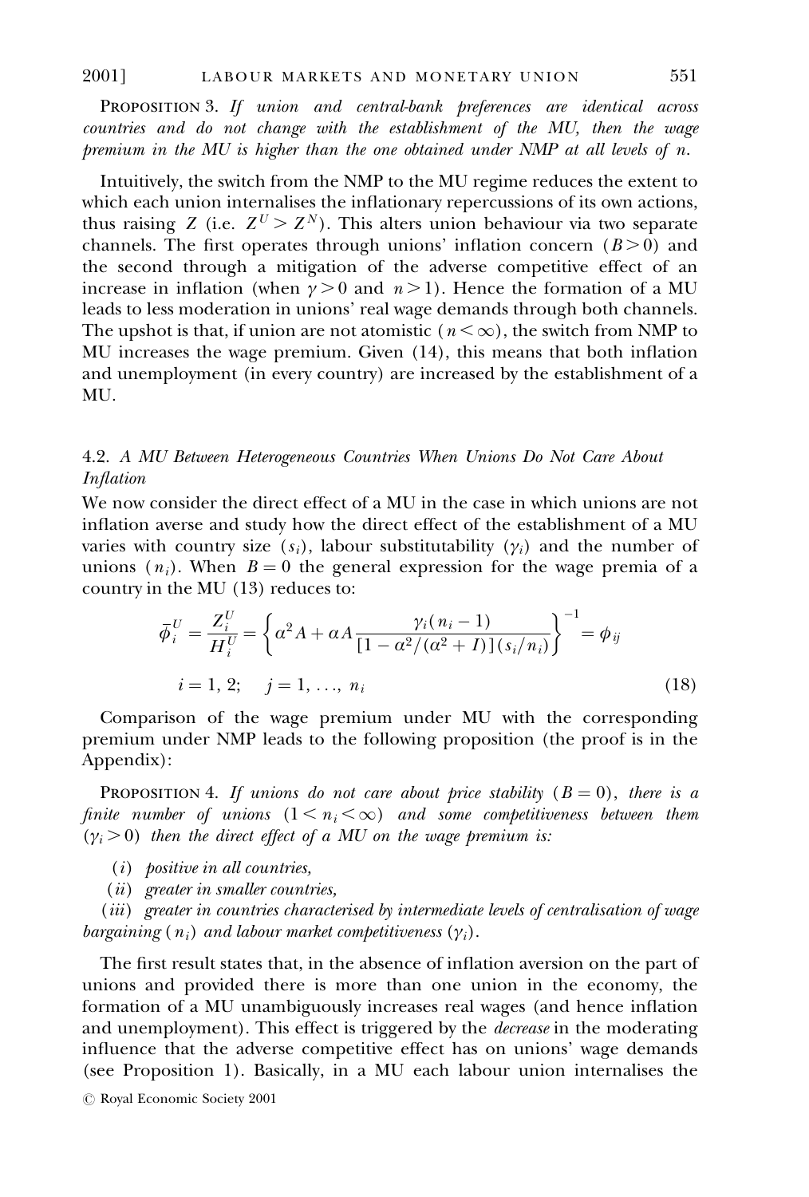PROPOSITION 3. *If union and central-bank preferences are identical across countries and do not change with the establishment of the MU, then the wage premium in the MU is higher than the one obtained under NMP at all levels of n.*

Intuitively, the switch from the NMP to the MU regime reduces the extent to which each union internalises the inflationary repercussions of its own actions, thus raising $Z$ (i.e. $Z^U > Z^N$). This alters union behaviour via two separate channels. The first operates through unions' inflation concern ($B > 0$) and the second through a mitigation of the adverse competitive effect of an increase in inflation (when $\gamma > 0$ and $n > 1$). Hence the formation of a MU leads to less moderation in unions' real wage demands through both channels. The upshot is that, if union are not atomistic ($n < \infty$), the switch from NMP to MU increases the wage premium. Given (14), this means that both inflation and unemployment (in every country) are increased by the establishment of a MU.

### 4.2. *A MU Between Heterogeneous Countries When Unions Do Not Care About Inflation*

We now consider the direct effect of a MU in the case in which unions are not inflation averse and study how the direct effect of the establishment of a MU varies with country size ($s_i$), labour substitutability ($\gamma_i$) and the number of unions ($n_i$). When $B = 0$ the general expression for the wage premia of a country in the MU (13) reduces to:

$$\bar{\phi}_i^U = \frac{Z_i^U}{H_i^U} = \left\{ \alpha^2 A + \alpha A \frac{\gamma_i (n_i - 1)}{[1 - \alpha^2/(\alpha^2 + I)](s_i/n_i)} \right\}^{-1} = \phi_{ij}$$

$$i = 1, 2; \quad j = 1, \ldots, n_i \tag{18}$$

Comparison of the wage premium under MU with the corresponding premium under NMP leads to the following proposition (the proof is in the Appendix):

PROPOSITION 4. *If unions do not care about price stability ($B = 0$), there is a finite number of unions ($1 < n_i < \infty$) and some competitiveness between them ($\gamma_i > 0$) then the direct effect of a MU on the wage premium is:*

(*i*) *positive in all countries,*

(*ii*) *greater in smaller countries,*

(*iii*) *greater in countries characterised by intermediate levels of centralisation of wage bargaining ($n_i$) and labour market competitiveness ($\gamma_i$).*

The first result states that, in the absence of inflation aversion on the part of unions and provided there is more than one union in the economy, the formation of a MU unambiguously increases real wages (and hence inflation and unemployment). This effect is triggered by the *decrease* in the moderating influence that the adverse competitive effect has on unions' wage demands (see Proposition 1). Basically, in a MU each labour union internalises the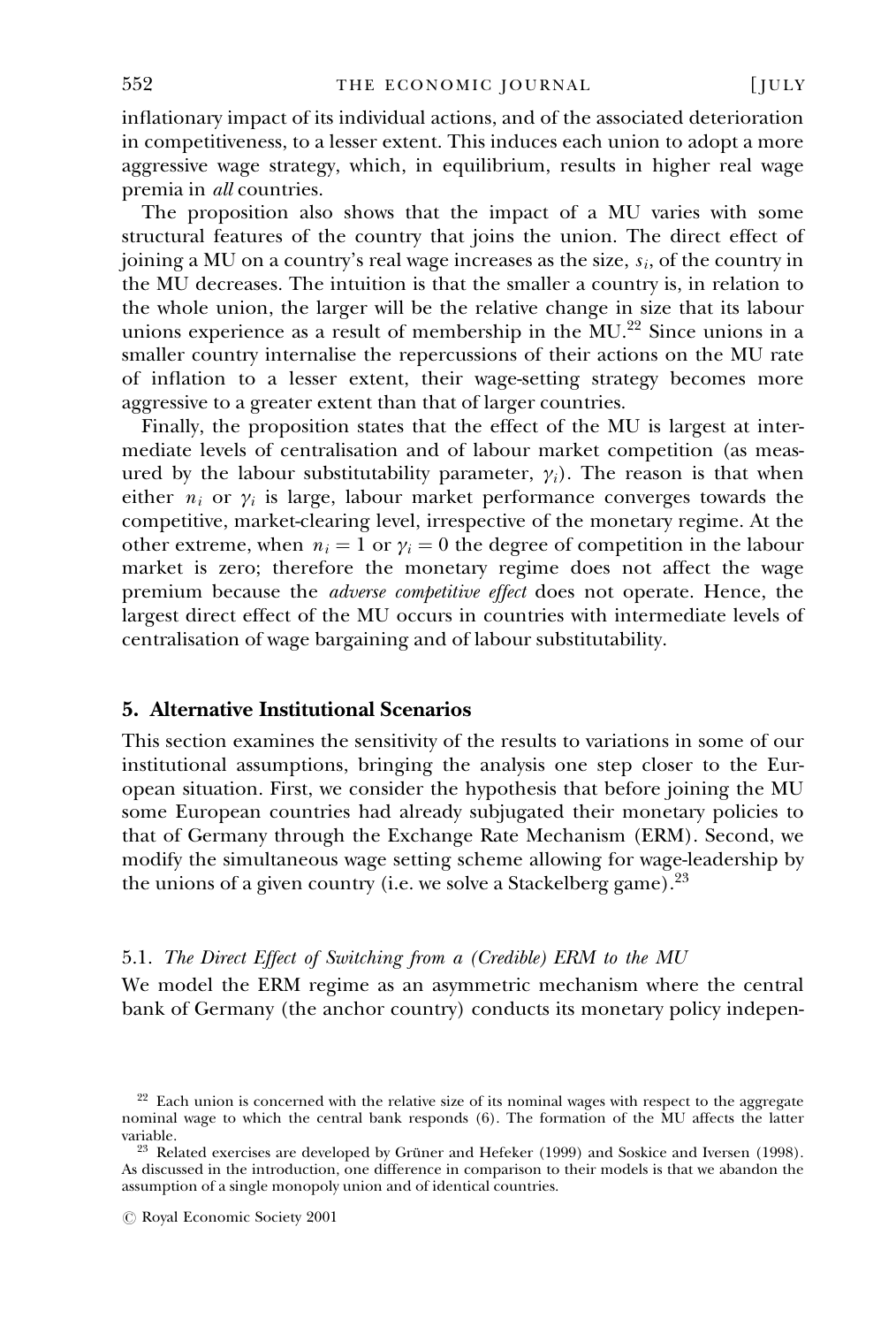inflationary impact of its individual actions, and of the associated deterioration in competitiveness, to a lesser extent. This induces each union to adopt a more aggressive wage strategy, which, in equilibrium, results in higher real wage premia in *all* countries.

The proposition also shows that the impact of a MU varies with some structural features of the country that joins the union. The direct effect of joining a MU on a country's real wage increases as the size, $s_i$, of the country in the MU decreases. The intuition is that the smaller a country is, in relation to the whole union, the larger will be the relative change in size that its labour unions experience as a result of membership in the MU.[22] Since unions in a smaller country internalise the repercussions of their actions on the MU rate of inflation to a lesser extent, their wage-setting strategy becomes more aggressive to a greater extent than that of larger countries.

Finally, the proposition states that the effect of the MU is largest at intermediate levels of centralisation and of labour market competition (as measured by the labour substitutability parameter, $\gamma_i$). The reason is that when either $n_i$ or $\gamma_i$ is large, labour market performance converges towards the competitive, market-clearing level, irrespective of the monetary regime. At the other extreme, when $n_i = 1$ or $\gamma_i = 0$ the degree of competition in the labour market is zero; therefore the monetary regime does not affect the wage premium because the *adverse competitive effect* does not operate. Hence, the largest direct effect of the MU occurs in countries with intermediate levels of centralisation of wage bargaining and of labour substitutability.

## 5. Alternative Institutional Scenarios

This section examines the sensitivity of the results to variations in some of our institutional assumptions, bringing the analysis one step closer to the European situation. First, we consider the hypothesis that before joining the MU some European countries had already subjugated their monetary policies to that of Germany through the Exchange Rate Mechanism (ERM). Second, we modify the simultaneous wage setting scheme allowing for wage-leadership by the unions of a given country (i.e. we solve a Stackelberg game).[23]

### 5.1. *The Direct Effect of Switching from a (Credible) ERM to the MU*

We model the ERM regime as an asymmetric mechanism where the central bank of Germany (the anchor country) conducts its monetary policy indepen-

[22] Each union is concerned with the relative size of its nominal wages with respect to the aggregate nominal wage to which the central bank responds (6). The formation of the MU affects the latter variable.

[23] Related exercises are developed by Grüner and Hefeker (1999) and Soskice and Iversen (1998). As discussed in the introduction, one difference in comparison to their models is that we abandon the assumption of a single monopoly union and of identical countries.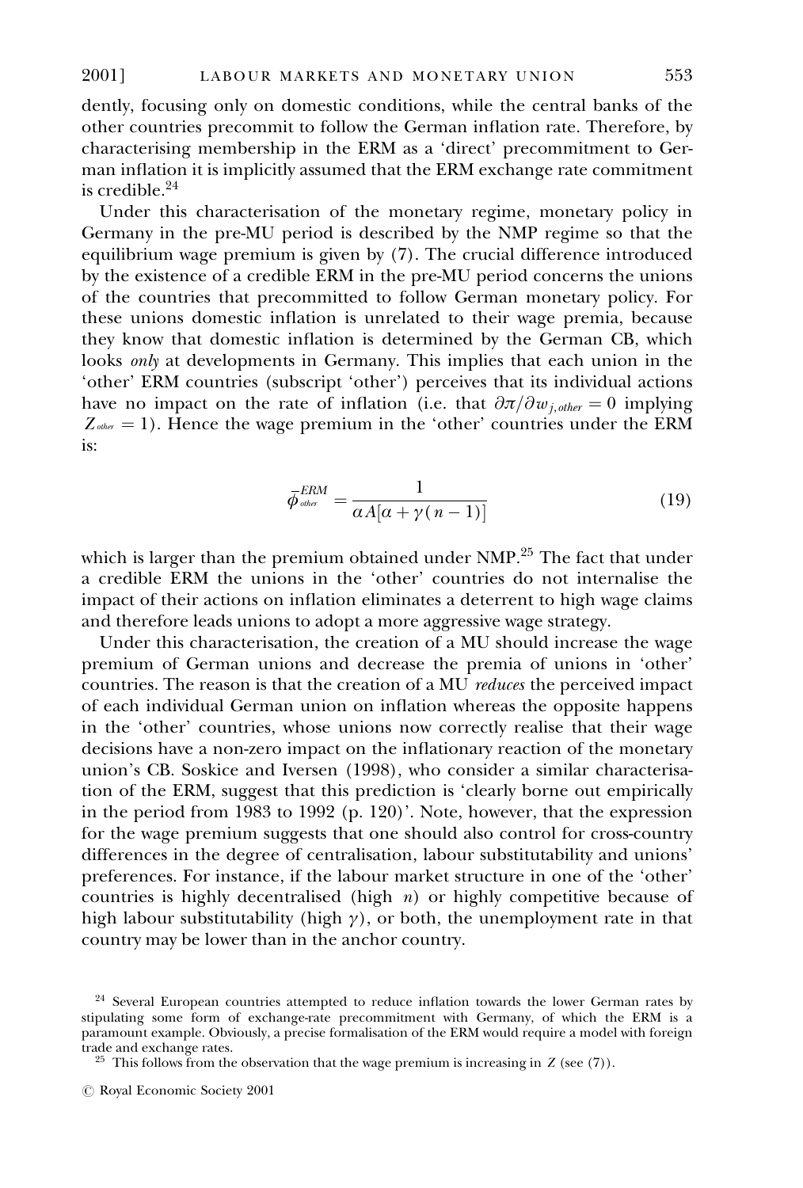dently, focusing only on domestic conditions, while the central banks of the other countries precommit to follow the German inflation rate. Therefore, by characterising membership in the ERM as a 'direct' precommitment to German inflation it is implicitly assumed that the ERM exchange rate commitment is credible.[24]

Under this characterisation of the monetary regime, monetary policy in Germany in the pre-MU period is described by the NMP regime so that the equilibrium wage premium is given by (7). The crucial difference introduced by the existence of a credible ERM in the pre-MU period concerns the unions of the countries that precommitted to follow German monetary policy. For these unions domestic inflation is unrelated to their wage premia, because they know that domestic inflation is determined by the German CB, which looks *only* at developments in Germany. This implies that each union in the 'other' ERM countries (subscript 'other') perceives that its individual actions have no impact on the rate of inflation (i.e. that $\partial \pi / \partial w_{j,other} = 0$ implying $Z_{other} = 1$). Hence the wage premium in the 'other' countries under the ERM is:

$$\bar{\phi}^{ERM}_{other} = \frac{1}{\alpha A[\alpha + \gamma(n-1)]} \tag{19}$$

which is larger than the premium obtained under NMP.[25] The fact that under a credible ERM the unions in the 'other' countries do not internalise the impact of their actions on inflation eliminates a deterrent to high wage claims and therefore leads unions to adopt a more aggressive wage strategy.

Under this characterisation, the creation of a MU should increase the wage premium of German unions and decrease the premia of unions in 'other' countries. The reason is that the creation of a MU *reduces* the perceived impact of each individual German union on inflation whereas the opposite happens in the 'other' countries, whose unions now correctly realise that their wage decisions have a non-zero impact on the inflationary reaction of the monetary union's CB. Soskice and Iversen (1998), who consider a similar characterisation of the ERM, suggest that this prediction is 'clearly borne out empirically in the period from 1983 to 1992 (p. 120)'. Note, however, that the expression for the wage premium suggests that one should also control for cross-country differences in the degree of centralisation, labour substitutability and unions' preferences. For instance, if the labour market structure in one of the 'other' countries is highly decentralised (high $n$) or highly competitive because of high labour substitutability (high $\gamma$), or both, the unemployment rate in that country may be lower than in the anchor country.

[24] Several European countries attempted to reduce inflation towards the lower German rates by stipulating some form of exchange-rate precommitment with Germany, of which the ERM is a paramount example. Obviously, a precise formalisation of the ERM would require a model with foreign trade and exchange rates.

[25] This follows from the observation that the wage premium is increasing in $Z$ (see (7)).

© Royal Economic Society 2001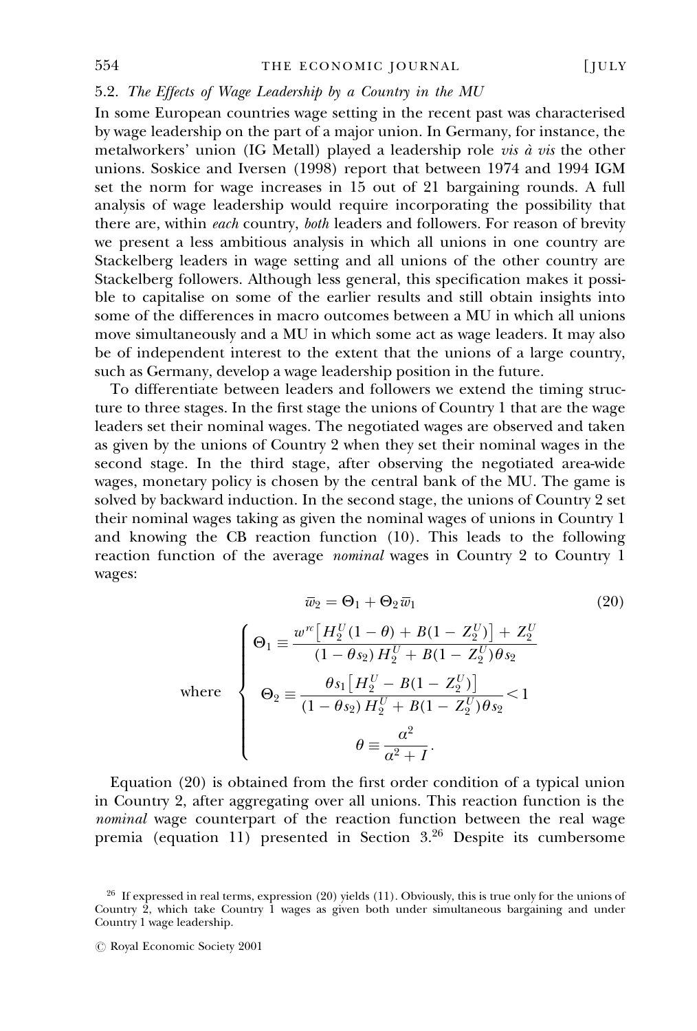### 5.2. *The Effects of Wage Leadership by a Country in the MU*

In some European countries wage setting in the recent past was characterised by wage leadership on the part of a major union. In Germany, for instance, the metalworkers' union (IG Metall) played a leadership role *vis à vis* the other unions. Soskice and Iversen (1998) report that between 1974 and 1994 IGM set the norm for wage increases in 15 out of 21 bargaining rounds. A full analysis of wage leadership would require incorporating the possibility that there are, within *each* country, *both* leaders and followers. For reason of brevity we present a less ambitious analysis in which all unions in one country are Stackelberg leaders in wage setting and all unions of the other country are Stackelberg followers. Although less general, this specification makes it possible to capitalise on some of the earlier results and still obtain insights into some of the differences in macro outcomes between a MU in which all unions move simultaneously and a MU in which some act as wage leaders. It may also be of independent interest to the extent that the unions of a large country, such as Germany, develop a wage leadership position in the future.

To differentiate between leaders and followers we extend the timing structure to three stages. In the first stage the unions of Country 1 that are the wage leaders set their nominal wages. The negotiated wages are observed and taken as given by the unions of Country 2 when they set their nominal wages in the second stage. In the third stage, after observing the negotiated area-wide wages, monetary policy is chosen by the central bank of the MU. The game is solved by backward induction. In the second stage, the unions of Country 2 set their nominal wages taking as given the nominal wages of unions in Country 1 and knowing the CB reaction function (10). This leads to the following reaction function of the average *nominal* wages in Country 2 to Country 1 wages:

$$\bar{w}_2 = \Theta_1 + \Theta_2 \bar{w}_1 \tag{20}$$

$$\text{where} \quad \begin{cases} \Theta_1 \equiv \dfrac{w^{rc}\left[H_2^U(1-\theta) + B(1-Z_2^U)\right] + Z_2^U}{(1-\theta s_2)\,H_2^U + B(1-Z_2^U)\theta s_2} \\[2ex] \Theta_2 \equiv \dfrac{\theta s_1\left[H_2^U - B(1-Z_2^U)\right]}{(1-\theta s_2)\,H_2^U + B(1-Z_2^U)\theta s_2} < 1 \\[2ex] \theta \equiv \dfrac{\alpha^2}{\alpha^2 + I}. \end{cases}$$

Equation (20) is obtained from the first order condition of a typical union in Country 2, after aggregating over all unions. This reaction function is the *nominal* wage counterpart of the reaction function between the real wage premia (equation 11) presented in Section 3.[26] Despite its cumbersome

[26] If expressed in real terms, expression (20) yields (11). Obviously, this is true only for the unions of Country 2, which take Country 1 wages as given both under simultaneous bargaining and under Country 1 wage leadership.

© Royal Economic Society 2001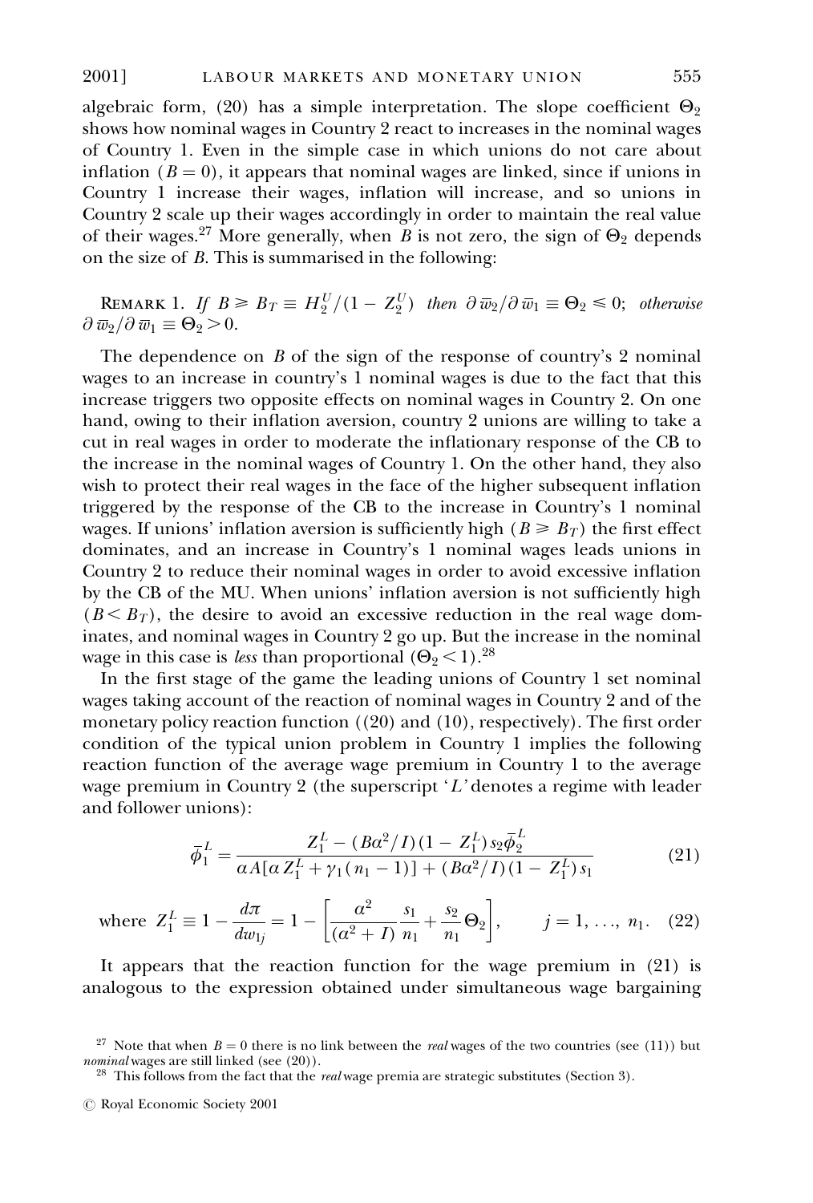algebraic form, (20) has a simple interpretation. The slope coefficient $\Theta_2$ shows how nominal wages in Country 2 react to increases in the nominal wages of Country 1. Even in the simple case in which unions do not care about inflation ($B = 0$), it appears that nominal wages are linked, since if unions in Country 1 increase their wages, inflation will increase, and so unions in Country 2 scale up their wages accordingly in order to maintain the real value of their wages.[27] More generally, when $B$ is not zero, the sign of $\Theta_2$ depends on the size of $B$. This is summarised in the following:

REMARK 1. *If* $B \geqslant B_T \equiv H_2^U/(1 - Z_2^U)$ *then* $\partial \bar{w}_2 / \partial \bar{w}_1 \equiv \Theta_2 \leqslant 0$; *otherwise* $\partial \bar{w}_2 / \partial \bar{w}_1 \equiv \Theta_2 > 0$.

The dependence on $B$ of the sign of the response of country's 2 nominal wages to an increase in country's 1 nominal wages is due to the fact that this increase triggers two opposite effects on nominal wages in Country 2. On one hand, owing to their inflation aversion, country 2 unions are willing to take a cut in real wages in order to moderate the inflationary response of the CB to the increase in the nominal wages of Country 1. On the other hand, they also wish to protect their real wages in the face of the higher subsequent inflation triggered by the response of the CB to the increase in Country's 1 nominal wages. If unions' inflation aversion is sufficiently high ($B \geqslant B_T$) the first effect dominates, and an increase in Country's 1 nominal wages leads unions in Country 2 to reduce their nominal wages in order to avoid excessive inflation by the CB of the MU. When unions' inflation aversion is not sufficiently high ($B < B_T$), the desire to avoid an excessive reduction in the real wage dominates, and nominal wages in Country 2 go up. But the increase in the nominal wage in this case is *less* than proportional ($\Theta_2 < 1$).[28]

In the first stage of the game the leading unions of Country 1 set nominal wages taking account of the reaction of nominal wages in Country 2 and of the monetary policy reaction function ((20) and (10), respectively). The first order condition of the typical union problem in Country 1 implies the following reaction function of the average wage premium in Country 1 to the average wage premium in Country 2 (the superscript '$L$' denotes a regime with leader and follower unions):

$$\bar{\phi}_1^L = \frac{Z_1^L - (B\alpha^2/I)(1 - Z_1^L)\, s_2 \bar{\phi}_2^L}{\alpha A[\alpha Z_1^L + \gamma_1(n_1 - 1)] + (B\alpha^2/I)(1 - Z_1^L)\, s_1} \tag{21}$$

$$\text{where } Z_1^L \equiv 1 - \frac{d\pi}{dw_{1j}} = 1 - \left[\frac{\alpha^2}{(\alpha^2 + I)} \frac{s_1}{n_1} + \frac{s_2}{n_1}\Theta_2\right], \qquad j = 1, \ldots, n_1. \tag{22}$$

It appears that the reaction function for the wage premium in (21) is analogous to the expression obtained under simultaneous wage bargaining

[27] Note that when $B = 0$ there is no link between the *real* wages of the two countries (see (11)) but *nominal* wages are still linked (see (20)).

[28] This follows from the fact that the *real* wage premia are strategic substitutes (Section 3).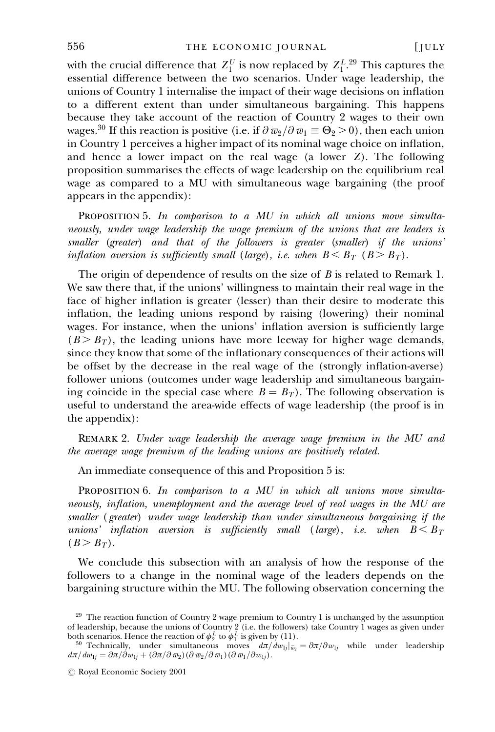with the crucial difference that $Z_1^U$ is now replaced by $Z_1^L$.[29] This captures the essential difference between the two scenarios. Under wage leadership, the unions of Country 1 internalise the impact of their wage decisions on inflation to a different extent than under simultaneous bargaining. This happens because they take account of the reaction of Country 2 wages to their own wages.[30] If this reaction is positive (i.e. if $\partial \overline{w}_2/\partial \overline{w}_1 \equiv \Theta_2 > 0$), then each union in Country 1 perceives a higher impact of its nominal wage choice on inflation, and hence a lower impact on the real wage (a lower $Z$). The following proposition summarises the effects of wage leadership on the equilibrium real wage as compared to a MU with simultaneous wage bargaining (the proof appears in the appendix):

PROPOSITION 5. *In comparison to a MU in which all unions move simultaneously, under wage leadership the wage premium of the unions that are leaders is smaller (greater) and that of the followers is greater (smaller) if the unions' inflation aversion is sufficiently small (large), i.e. when $B < B_T$ ($B > B_T$).*

The origin of dependence of results on the size of $B$ is related to Remark 1. We saw there that, if the unions' willingness to maintain their real wage in the face of higher inflation is greater (lesser) than their desire to moderate this inflation, the leading unions respond by raising (lowering) their nominal wages. For instance, when the unions' inflation aversion is sufficiently large ($B > B_T$), the leading unions have more leeway for higher wage demands, since they know that some of the inflationary consequences of their actions will be offset by the decrease in the real wage of the (strongly inflation-averse) follower unions (outcomes under wage leadership and simultaneous bargaining coincide in the special case where $B = B_T$). The following observation is useful to understand the area-wide effects of wage leadership (the proof is in the appendix):

REMARK 2. *Under wage leadership the average wage premium in the MU and the average wage premium of the leading unions are positively related.*

An immediate consequence of this and Proposition 5 is:

PROPOSITION 6. *In comparison to a MU in which all unions move simultaneously, inflation, unemployment and the average level of real wages in the MU are smaller (greater) under wage leadership than under simultaneous bargaining if the unions' inflation aversion is sufficiently small (large), i.e. when $B < B_T$ ($B > B_T$).*

We conclude this subsection with an analysis of how the response of the followers to a change in the nominal wage of the leaders depends on the bargaining structure within the MU. The following observation concerning the

---

[29] The reaction function of Country 2 wage premium to Country 1 is unchanged by the assumption of leadership, because the unions of Country 2 (i.e. the followers) take Country 1 wages as given under both scenarios. Hence the reaction of $\phi_2^L$ to $\phi_1^L$ is given by (11).

[30] Technically, under simultaneous moves $d\pi/dw_{1j}|_{\overline{w}_2} = \partial\pi/\partial w_{1j}$ while under leadership $d\pi/dw_{1j} = \partial\pi/\partial w_{1j} + (\partial\pi/\partial \overline{w}_2)(\partial \overline{w}_2/\partial \overline{w}_1)(\partial \overline{w}_1/\partial w_{1j})$.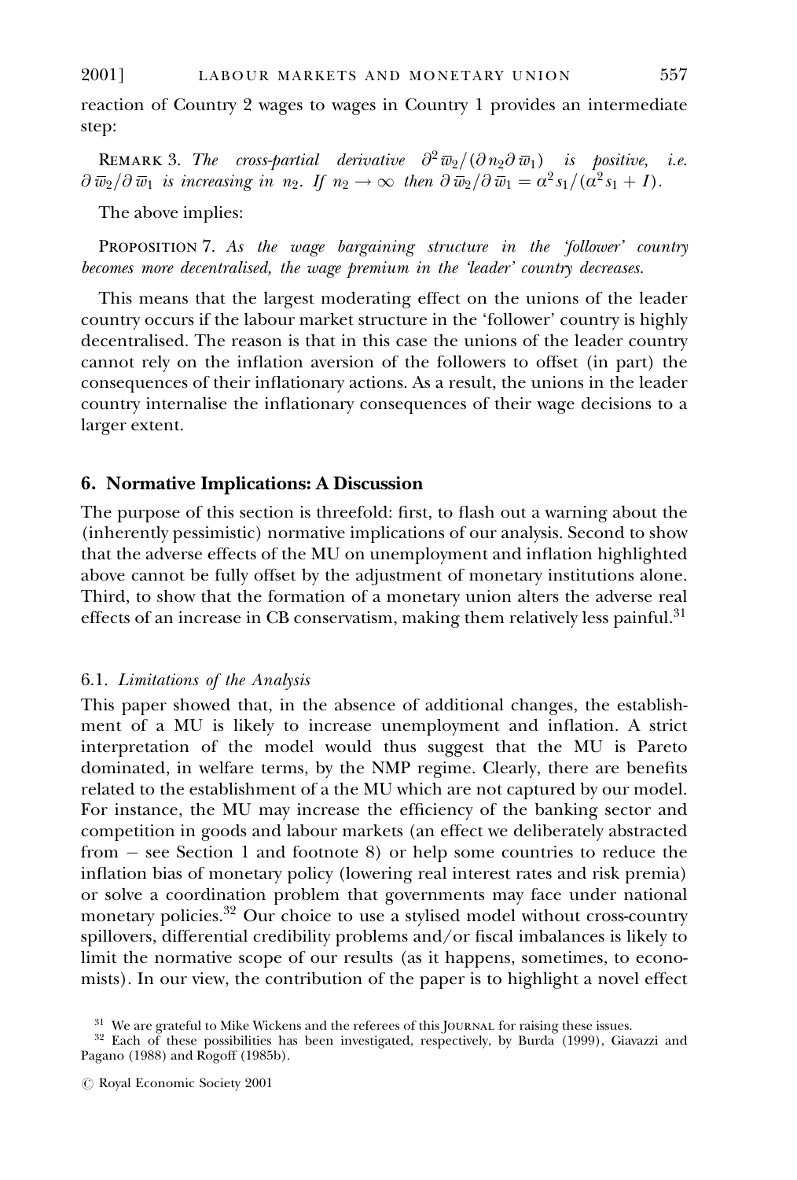reaction of Country 2 wages to wages in Country 1 provides an intermediate step:

REMARK 3. *The cross-partial derivative $\partial^2 \overline{w}_2/(\partial n_2 \partial \overline{w}_1)$ is positive, i.e. $\partial \overline{w}_2/\partial \overline{w}_1$ is increasing in $n_2$. If $n_2 \rightarrow \infty$ then $\partial \overline{w}_2/\partial \overline{w}_1 = \alpha^2 s_1/(\alpha^2 s_1 + I)$.*

The above implies:

PROPOSITION 7. *As the wage bargaining structure in the 'follower' country becomes more decentralised, the wage premium in the 'leader' country decreases.*

This means that the largest moderating effect on the unions of the leader country occurs if the labour market structure in the 'follower' country is highly decentralised. The reason is that in this case the unions of the leader country cannot rely on the inflation aversion of the followers to offset (in part) the consequences of their inflationary actions. As a result, the unions in the leader country internalise the inflationary consequences of their wage decisions to a larger extent.

## 6. Normative Implications: A Discussion

The purpose of this section is threefold: first, to flash out a warning about the (inherently pessimistic) normative implications of our analysis. Second to show that the adverse effects of the MU on unemployment and inflation highlighted above cannot be fully offset by the adjustment of monetary institutions alone. Third, to show that the formation of a monetary union alters the adverse real effects of an increase in CB conservatism, making them relatively less painful.[31]

### 6.1. *Limitations of the Analysis*

This paper showed that, in the absence of additional changes, the establishment of a MU is likely to increase unemployment and inflation. A strict interpretation of the model would thus suggest that the MU is Pareto dominated, in welfare terms, by the NMP regime. Clearly, there are benefits related to the establishment of a the MU which are not captured by our model. For instance, the MU may increase the efficiency of the banking sector and competition in goods and labour markets (an effect we deliberately abstracted from – see Section 1 and footnote 8) or help some countries to reduce the inflation bias of monetary policy (lowering real interest rates and risk premia) or solve a coordination problem that governments may face under national monetary policies.[32] Our choice to use a stylised model without cross-country spillovers, differential credibility problems and/or fiscal imbalances is likely to limit the normative scope of our results (as it happens, sometimes, to economists). In our view, the contribution of the paper is to highlight a novel effect

[31] We are grateful to Mike Wickens and the referees of this JOURNAL for raising these issues.

[32] Each of these possibilities has been investigated, respectively, by Burda (1999), Giavazzi and Pagano (1988) and Rogoff (1985b).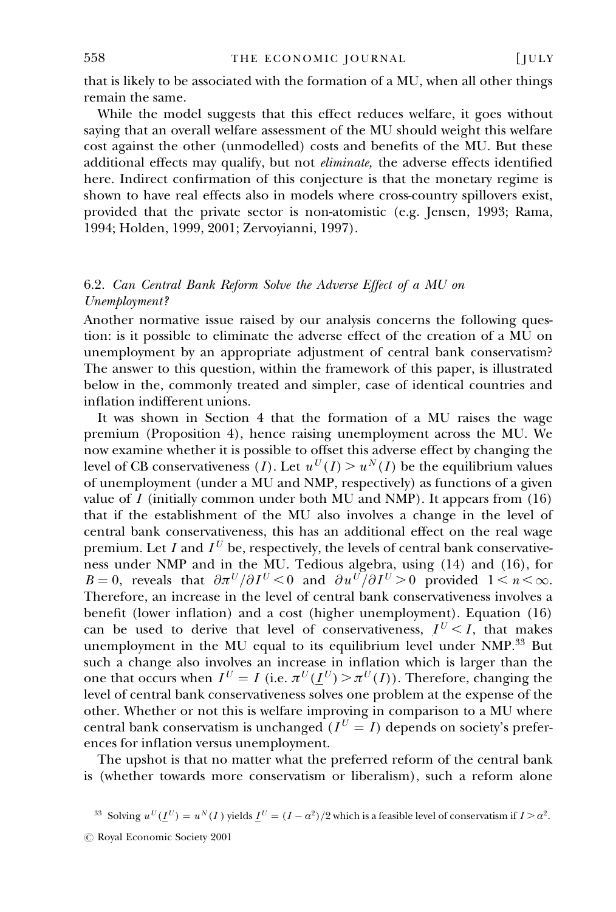that is likely to be associated with the formation of a MU, when all other things remain the same.

While the model suggests that this effect reduces welfare, it goes without saying that an overall welfare assessment of the MU should weight this welfare cost against the other (unmodelled) costs and benefits of the MU. But these additional effects may qualify, but not *eliminate,* the adverse effects identified here. Indirect confirmation of this conjecture is that the monetary regime is shown to have real effects also in models where cross-country spillovers exist, provided that the private sector is non-atomistic (e.g. Jensen, 1993; Rama, 1994; Holden, 1999, 2001; Zervoyianni, 1997).

### 6.2. *Can Central Bank Reform Solve the Adverse Effect of a MU on Unemployment?*

Another normative issue raised by our analysis concerns the following question: is it possible to eliminate the adverse effect of the creation of a MU on unemployment by an appropriate adjustment of central bank conservatism? The answer to this question, within the framework of this paper, is illustrated below in the, commonly treated and simpler, case of identical countries and inflation indifferent unions.

It was shown in Section 4 that the formation of a MU raises the wage premium (Proposition 4), hence raising unemployment across the MU. We now examine whether it is possible to offset this adverse effect by changing the level of CB conservativeness ($I$). Let $u^U(I) > u^N(I)$ be the equilibrium values of unemployment (under a MU and NMP, respectively) as functions of a given value of $I$ (initially common under both MU and NMP). It appears from (16) that if the establishment of the MU also involves a change in the level of central bank conservativeness, this has an additional effect on the real wage premium. Let $I$ and $I^U$ be, respectively, the levels of central bank conservativeness under NMP and in the MU. Tedious algebra, using (14) and (16), for $B = 0$, reveals that $\partial \pi^U / \partial I^U < 0$ and $\partial u^U / \partial I^U > 0$ provided $1 < n < \infty$. Therefore, an increase in the level of central bank conservativeness involves a benefit (lower inflation) and a cost (higher unemployment). Equation (16) can be used to derive that level of conservativeness, $\underline{I}^U < I$, that makes unemployment in the MU equal to its equilibrium level under NMP.[33] But such a change also involves an increase in inflation which is larger than the one that occurs when $I^U = I$ (i.e. $\pi^U(\underline{I}^U) > \pi^U(I)$). Therefore, changing the level of central bank conservativeness solves one problem at the expense of the other. Whether or not this is welfare improving in comparison to a MU where central bank conservatism is unchanged ($I^U = I$) depends on society's preferences for inflation versus unemployment.

The upshot is that no matter what the preferred reform of the central bank is (whether towards more conservatism or liberalism), such a reform alone

[33] Solving $u^U(\underline{I}^U) = u^N(I)$ yields $\underline{I}^U = (I - \alpha^2)/2$ which is a feasible level of conservatism if $I > \alpha^2$.

© Royal Economic Society 2001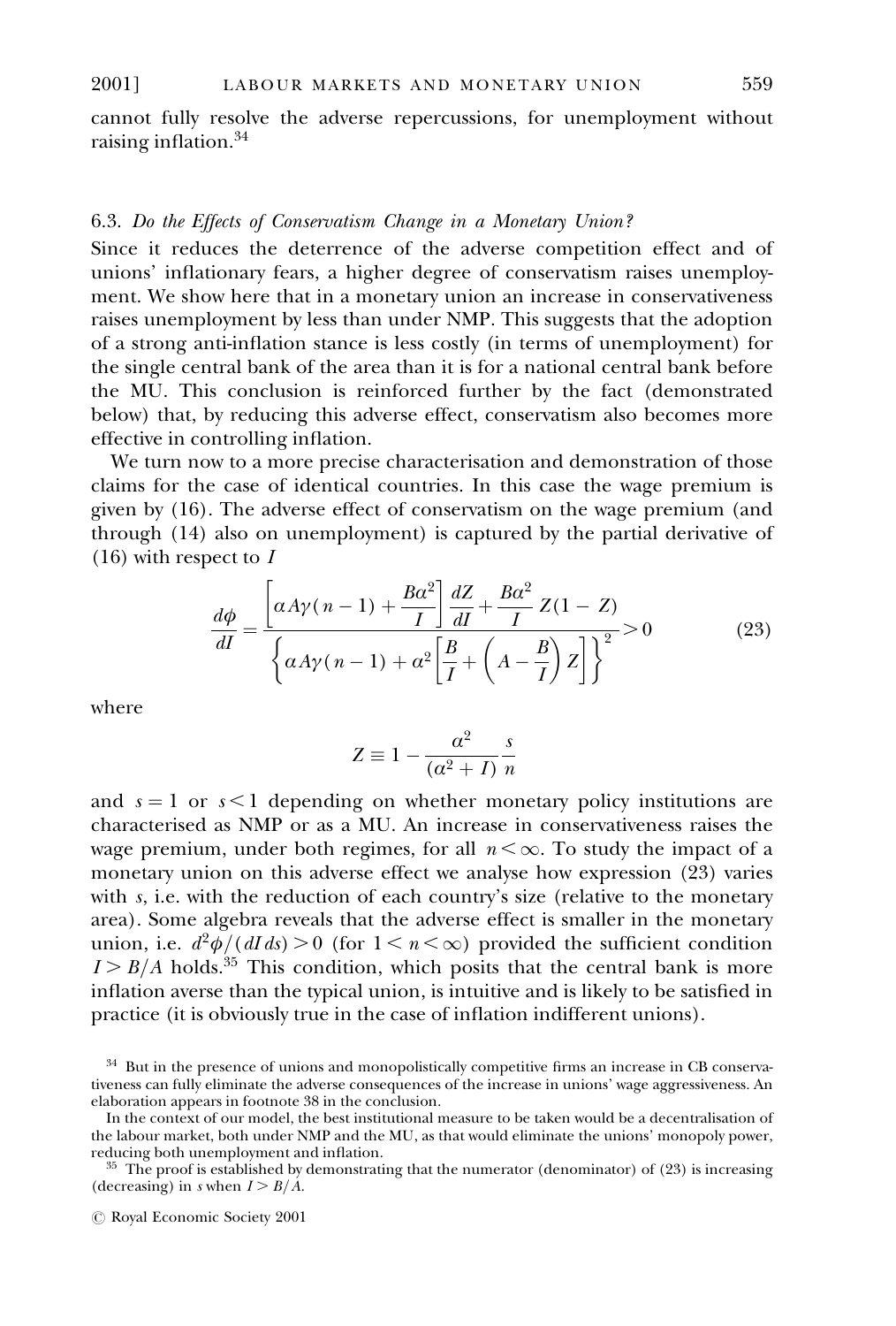cannot fully resolve the adverse repercussions, for unemployment without raising inflation.[34]

### 6.3. *Do the Effects of Conservatism Change in a Monetary Union?*

Since it reduces the deterrence of the adverse competition effect and of unions' inflationary fears, a higher degree of conservatism raises unemployment. We show here that in a monetary union an increase in conservativeness raises unemployment by less than under NMP. This suggests that the adoption of a strong anti-inflation stance is less costly (in terms of unemployment) for the single central bank of the area than it is for a national central bank before the MU. This conclusion is reinforced further by the fact (demonstrated below) that, by reducing this adverse effect, conservatism also becomes more effective in controlling inflation.

We turn now to a more precise characterisation and demonstration of those claims for the case of identical countries. In this case the wage premium is given by (16). The adverse effect of conservatism on the wage premium (and through (14) also on unemployment) is captured by the partial derivative of (16) with respect to $I$

$$\frac{d\phi}{dI} = \frac{\left[\alpha A\gamma(n-1) + \dfrac{B\alpha^2}{I}\right]\dfrac{dZ}{dI} + \dfrac{B\alpha^2}{I}Z(1-Z)}{\left\{\alpha A\gamma(n-1) + \alpha^2\left[\dfrac{B}{I} + \left(A - \dfrac{B}{I}\right)Z\right]\right\}^2} > 0 \tag{23}$$

where

$$Z \equiv 1 - \frac{\alpha^2}{(\alpha^2 + I)}\frac{s}{n}$$

and $s = 1$ or $s < 1$ depending on whether monetary policy institutions are characterised as NMP or as a MU. An increase in conservativeness raises the wage premium, under both regimes, for all $n < \infty$. To study the impact of a monetary union on this adverse effect we analyse how expression (23) varies with $s$, i.e. with the reduction of each country's size (relative to the monetary area). Some algebra reveals that the adverse effect is smaller in the monetary union, i.e. $d^2\phi/(dI\,ds) > 0$ (for $1 < n < \infty$) provided the sufficient condition $I > B/A$ holds.[35] This condition, which posits that the central bank is more inflation averse than the typical union, is intuitive and is likely to be satisfied in practice (it is obviously true in the case of inflation indifferent unions).

[34] But in the presence of unions and monopolistically competitive firms an increase in CB conservativeness can fully eliminate the adverse consequences of the increase in unions' wage aggressiveness. An elaboration appears in footnote 38 in the conclusion.

In the context of our model, the best institutional measure to be taken would be a decentralisation of the labour market, both under NMP and the MU, as that would eliminate the unions' monopoly power, reducing both unemployment and inflation.

[35] The proof is established by demonstrating that the numerator (denominator) of (23) is increasing (decreasing) in $s$ when $I > B/A$.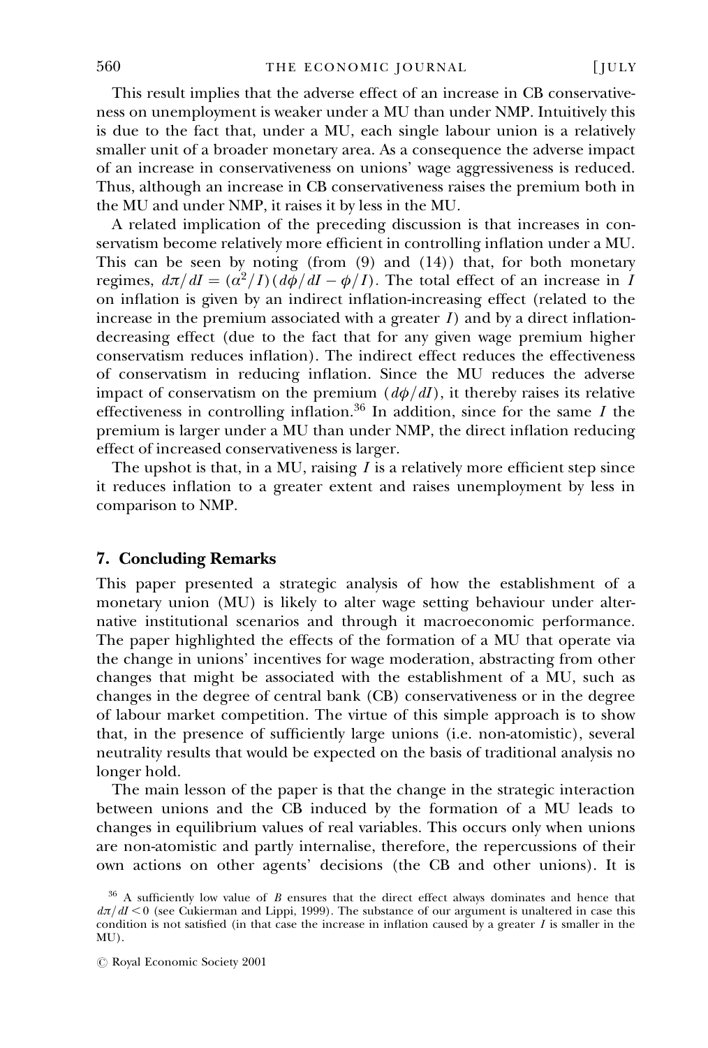This result implies that the adverse effect of an increase in CB conservativeness on unemployment is weaker under a MU than under NMP. Intuitively this is due to the fact that, under a MU, each single labour union is a relatively smaller unit of a broader monetary area. As a consequence the adverse impact of an increase in conservativeness on unions' wage aggressiveness is reduced. Thus, although an increase in CB conservativeness raises the premium both in the MU and under NMP, it raises it by less in the MU.

A related implication of the preceding discussion is that increases in conservatism become relatively more efficient in controlling inflation under a MU. This can be seen by noting (from (9) and (14)) that, for both monetary regimes, $d\pi/dI = (\alpha^2/I)(d\phi/dI - \phi/I)$. The total effect of an increase in $I$ on inflation is given by an indirect inflation-increasing effect (related to the increase in the premium associated with a greater $I$) and by a direct inflation-decreasing effect (due to the fact that for any given wage premium higher conservatism reduces inflation). The indirect effect reduces the effectiveness of conservatism in reducing inflation. Since the MU reduces the adverse impact of conservatism on the premium ($d\phi/dI$), it thereby raises its relative effectiveness in controlling inflation.[36] In addition, since for the same $I$ the premium is larger under a MU than under NMP, the direct inflation reducing effect of increased conservativeness is larger.

The upshot is that, in a MU, raising $I$ is a relatively more efficient step since it reduces inflation to a greater extent and raises unemployment by less in comparison to NMP.

## 7. Concluding Remarks

This paper presented a strategic analysis of how the establishment of a monetary union (MU) is likely to alter wage setting behaviour under alternative institutional scenarios and through it macroeconomic performance. The paper highlighted the effects of the formation of a MU that operate via the change in unions' incentives for wage moderation, abstracting from other changes that might be associated with the establishment of a MU, such as changes in the degree of central bank (CB) conservativeness or in the degree of labour market competition. The virtue of this simple approach is to show that, in the presence of sufficiently large unions (i.e. non-atomistic), several neutrality results that would be expected on the basis of traditional analysis no longer hold.

The main lesson of the paper is that the change in the strategic interaction between unions and the CB induced by the formation of a MU leads to changes in equilibrium values of real variables. This occurs only when unions are non-atomistic and partly internalise, therefore, the repercussions of their own actions on other agents' decisions (the CB and other unions). It is

[36] A sufficiently low value of $B$ ensures that the direct effect always dominates and hence that $d\pi/dI < 0$ (see Cukierman and Lippi, 1999). The substance of our argument is unaltered in case this condition is not satisfied (in that case the increase in inflation caused by a greater $I$ is smaller in the MU).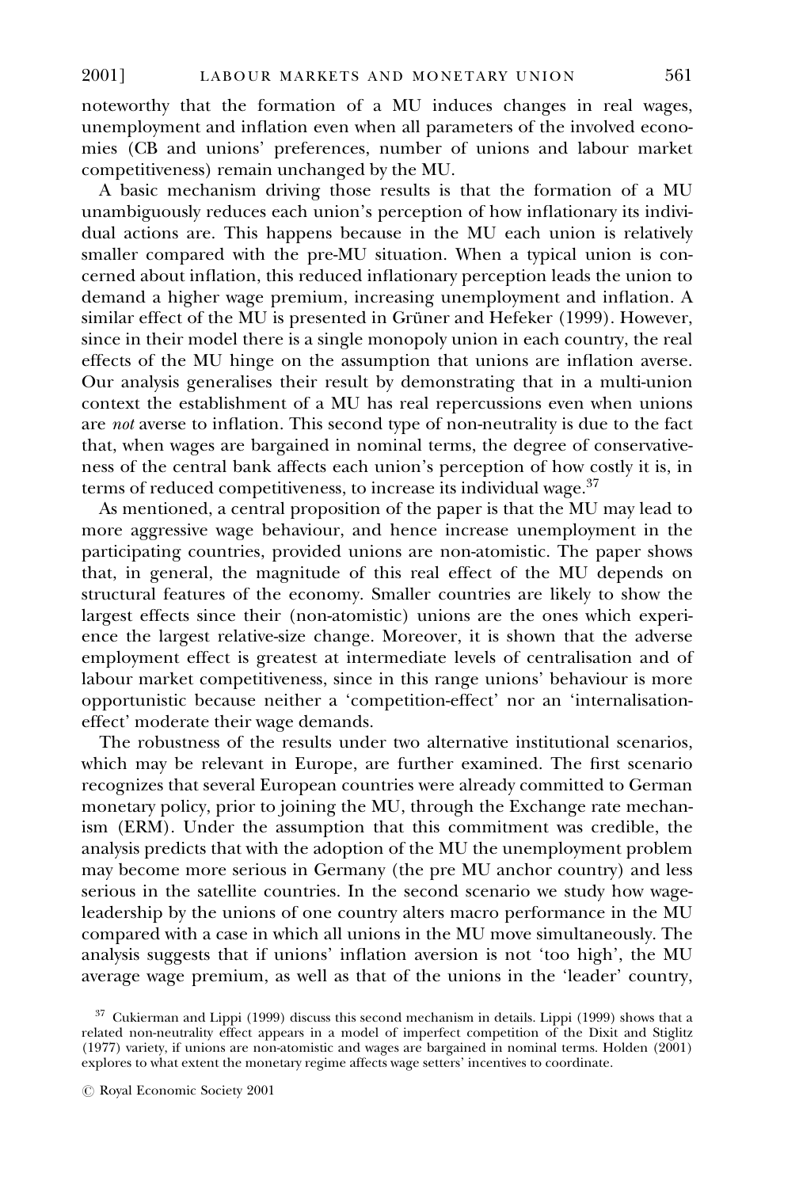noteworthy that the formation of a MU induces changes in real wages, unemployment and inflation even when all parameters of the involved economies (CB and unions' preferences, number of unions and labour market competitiveness) remain unchanged by the MU.

A basic mechanism driving those results is that the formation of a MU unambiguously reduces each union's perception of how inflationary its individual actions are. This happens because in the MU each union is relatively smaller compared with the pre-MU situation. When a typical union is concerned about inflation, this reduced inflationary perception leads the union to demand a higher wage premium, increasing unemployment and inflation. A similar effect of the MU is presented in Grüner and Hefeker (1999). However, since in their model there is a single monopoly union in each country, the real effects of the MU hinge on the assumption that unions are inflation averse. Our analysis generalises their result by demonstrating that in a multi-union context the establishment of a MU has real repercussions even when unions are *not* averse to inflation. This second type of non-neutrality is due to the fact that, when wages are bargained in nominal terms, the degree of conservativeness of the central bank affects each union's perception of how costly it is, in terms of reduced competitiveness, to increase its individual wage.[37]

As mentioned, a central proposition of the paper is that the MU may lead to more aggressive wage behaviour, and hence increase unemployment in the participating countries, provided unions are non-atomistic. The paper shows that, in general, the magnitude of this real effect of the MU depends on structural features of the economy. Smaller countries are likely to show the largest effects since their (non-atomistic) unions are the ones which experience the largest relative-size change. Moreover, it is shown that the adverse employment effect is greatest at intermediate levels of centralisation and of labour market competitiveness, since in this range unions' behaviour is more opportunistic because neither a 'competition-effect' nor an 'internalisation-effect' moderate their wage demands.

The robustness of the results under two alternative institutional scenarios, which may be relevant in Europe, are further examined. The first scenario recognizes that several European countries were already committed to German monetary policy, prior to joining the MU, through the Exchange rate mechanism (ERM). Under the assumption that this commitment was credible, the analysis predicts that with the adoption of the MU the unemployment problem may become more serious in Germany (the pre MU anchor country) and less serious in the satellite countries. In the second scenario we study how wage-leadership by the unions of one country alters macro performance in the MU compared with a case in which all unions in the MU move simultaneously. The analysis suggests that if unions' inflation aversion is not 'too high', the MU average wage premium, as well as that of the unions in the 'leader' country,

[37] Cukierman and Lippi (1999) discuss this second mechanism in details. Lippi (1999) shows that a related non-neutrality effect appears in a model of imperfect competition of the Dixit and Stiglitz (1977) variety, if unions are non-atomistic and wages are bargained in nominal terms. Holden (2001) explores to what extent the monetary regime affects wage setters' incentives to coordinate.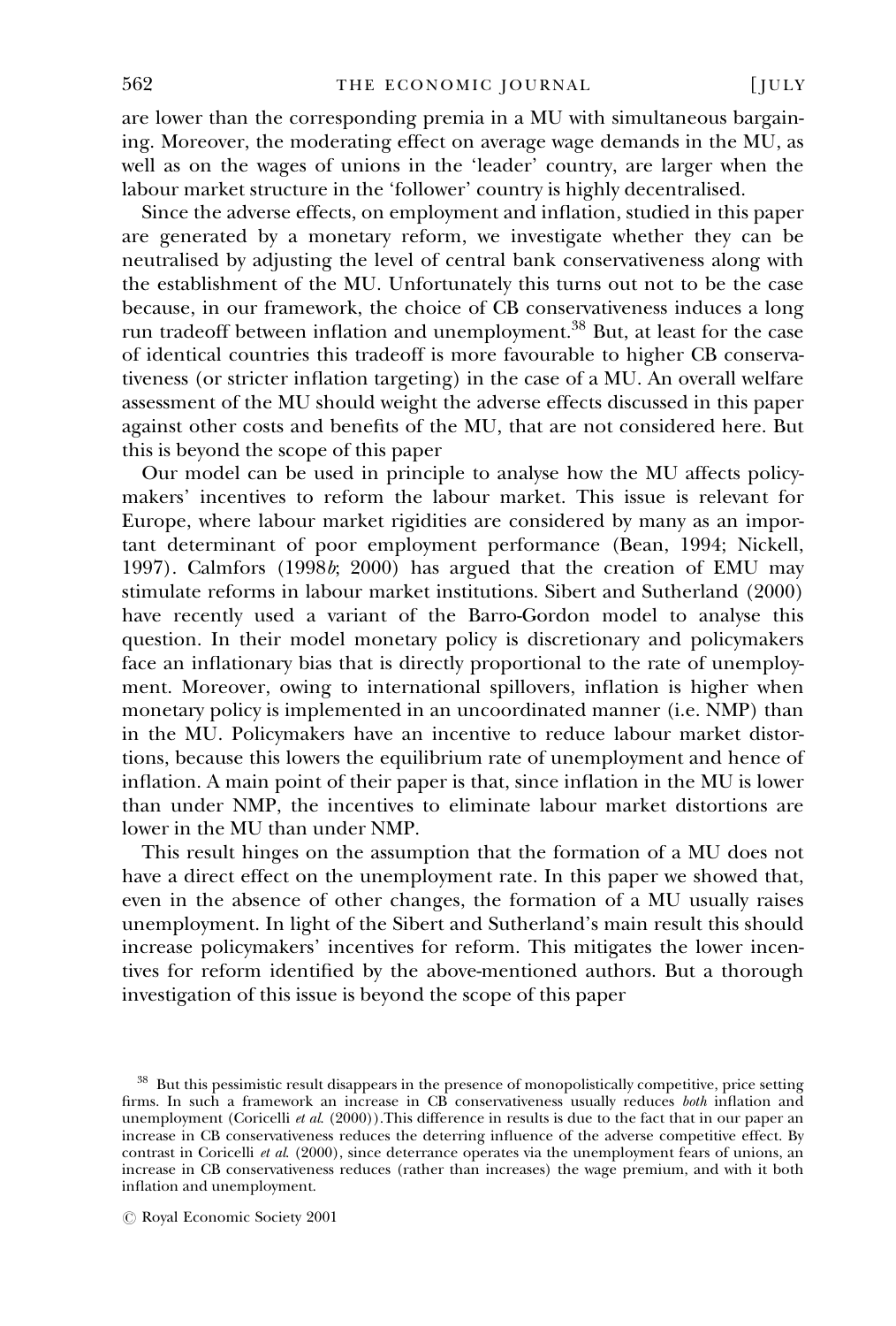are lower than the corresponding premia in a MU with simultaneous bargaining. Moreover, the moderating effect on average wage demands in the MU, as well as on the wages of unions in the 'leader' country, are larger when the labour market structure in the 'follower' country is highly decentralised.

Since the adverse effects, on employment and inflation, studied in this paper are generated by a monetary reform, we investigate whether they can be neutralised by adjusting the level of central bank conservativeness along with the establishment of the MU. Unfortunately this turns out not to be the case because, in our framework, the choice of CB conservativeness induces a long run tradeoff between inflation and unemployment.[38] But, at least for the case of identical countries this tradeoff is more favourable to higher CB conservativeness (or stricter inflation targeting) in the case of a MU. An overall welfare assessment of the MU should weight the adverse effects discussed in this paper against other costs and benefits of the MU, that are not considered here. But this is beyond the scope of this paper

Our model can be used in principle to analyse how the MU affects policymakers' incentives to reform the labour market. This issue is relevant for Europe, where labour market rigidities are considered by many as an important determinant of poor employment performance (Bean, 1994; Nickell, 1997). Calmfors (1998*b*; 2000) has argued that the creation of EMU may stimulate reforms in labour market institutions. Sibert and Sutherland (2000) have recently used a variant of the Barro-Gordon model to analyse this question. In their model monetary policy is discretionary and policymakers face an inflationary bias that is directly proportional to the rate of unemployment. Moreover, owing to international spillovers, inflation is higher when monetary policy is implemented in an uncoordinated manner (i.e. NMP) than in the MU. Policymakers have an incentive to reduce labour market distortions, because this lowers the equilibrium rate of unemployment and hence of inflation. A main point of their paper is that, since inflation in the MU is lower than under NMP, the incentives to eliminate labour market distortions are lower in the MU than under NMP.

This result hinges on the assumption that the formation of a MU does not have a direct effect on the unemployment rate. In this paper we showed that, even in the absence of other changes, the formation of a MU usually raises unemployment. In light of the Sibert and Sutherland's main result this should increase policymakers' incentives for reform. This mitigates the lower incentives for reform identified by the above-mentioned authors. But a thorough investigation of this issue is beyond the scope of this paper

[38] But this pessimistic result disappears in the presence of monopolistically competitive, price setting firms. In such a framework an increase in CB conservativeness usually reduces *both* inflation and unemployment (Coricelli *et al.* (2000)).This difference in results is due to the fact that in our paper an increase in CB conservativeness reduces the deterring influence of the adverse competitive effect. By contrast in Coricelli *et al.* (2000), since deterrance operates via the unemployment fears of unions, an increase in CB conservativeness reduces (rather than increases) the wage premium, and with it both inflation and unemployment.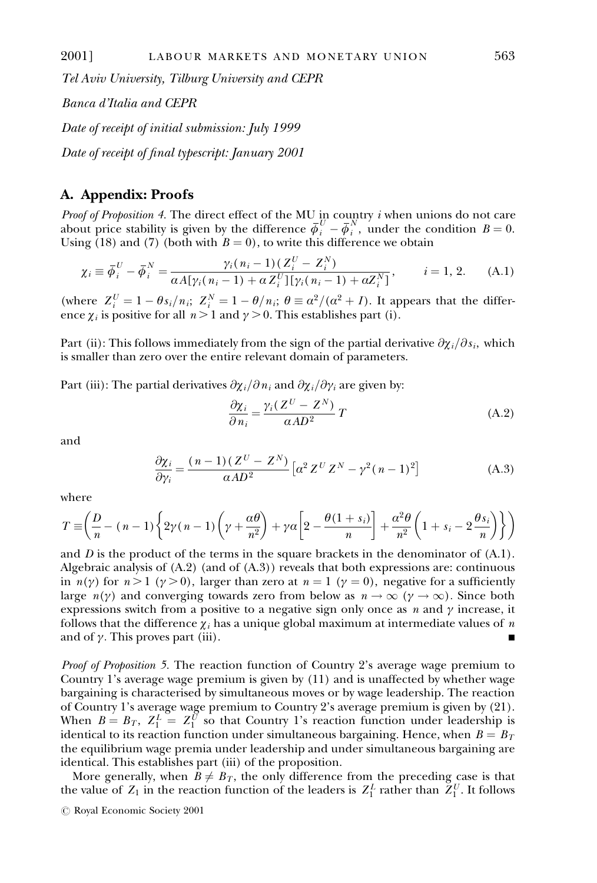*Tel Aviv University, Tilburg University and CEPR*

*Banca d'Italia and CEPR*

*Date of receipt of initial submission: July 1999*

*Date of receipt of final typescript: January 2001*

## A. Appendix: Proofs

*Proof of Proposition 4.* The direct effect of the MU in country $i$ when unions do not care about price stability is given by the difference $\bar{\phi}_i^U - \bar{\phi}_i^N$, under the condition $B = 0$. Using (18) and (7) (both with $B = 0$), to write this difference we obtain

$$\chi_i \equiv \bar{\phi}_i^U - \bar{\phi}_i^N = \frac{\gamma_i(n_i - 1)(Z_i^U - Z_i^N)}{\alpha A[\gamma_i(n_i - 1) + \alpha Z_i^U][\gamma_i(n_i - 1) + \alpha Z_i^N]}, \qquad i = 1, 2. \tag{A.1}$$

(where $Z_i^U = 1 - \theta s_i/n_i$; $Z_i^N = 1 - \theta/n_i$; $\theta \equiv \alpha^2/(\alpha^2 + I)$. It appears that the difference $\chi_i$ is positive for all $n > 1$ and $\gamma > 0$. This establishes part (i).

Part (ii): This follows immediately from the sign of the partial derivative $\partial\chi_i/\partial s_i$, which is smaller than zero over the entire relevant domain of parameters.

Part (iii): The partial derivatives $\partial\chi_i/\partial n_i$ and $\partial\chi_i/\partial\gamma_i$ are given by:

$$\frac{\partial\chi_i}{\partial n_i} = \frac{\gamma_i(Z^U - Z^N)}{\alpha AD^2}\, T \tag{A.2}$$

and

$$\frac{\partial\chi_i}{\partial\gamma_i} = \frac{(n-1)(Z^U - Z^N)}{\alpha AD^2}\left[\alpha^2 Z^U Z^N - \gamma^2(n-1)^2\right] \tag{A.3}$$

where

$$T \equiv \left(\frac{D}{n} - (n-1)\left\{2\gamma(n-1)\left(\gamma + \frac{\alpha\theta}{n^2}\right) + \gamma\alpha\left[2 - \frac{\theta(1+s_i)}{n}\right] + \frac{\alpha^2\theta}{n^2}\left(1 + s_i - 2\frac{\theta s_i}{n}\right)\right\}\right)$$

and $D$ is the product of the terms in the square brackets in the denominator of (A.1). Algebraic analysis of (A.2) (and of (A.3)) reveals that both expressions are: continuous in $n(\gamma)$ for $n > 1$ ($\gamma > 0$), larger than zero at $n = 1$ ($\gamma = 0$), negative for a sufficiently large $n(\gamma)$ and converging towards zero from below as $n \to \infty$ ($\gamma \to \infty$). Since both expressions switch from a positive to a negative sign only once as $n$ and $\gamma$ increase, it follows that the difference $\chi_i$ has a unique global maximum at intermediate values of $n$ and of $\gamma$. This proves part (iii). ∎

*Proof of Proposition 5.* The reaction function of Country 2's average wage premium to Country 1's average wage premium is given by (11) and is unaffected by whether wage bargaining is characterised by simultaneous moves or by wage leadership. The reaction of Country 1's average wage premium to Country 2's average premium is given by (21). When $B = B_T$, $Z_1^L = Z_1^U$ so that Country 1's reaction function under leadership is identical to its reaction function under simultaneous bargaining. Hence, when $B = B_T$ the equilibrium wage premia under leadership and under simultaneous bargaining are identical. This establishes part (iii) of the proposition.

More generally, when $B \neq B_T$, the only difference from the preceding case is that the value of $Z_1$ in the reaction function of the leaders is $Z_1^L$ rather than $Z_1^U$. It follows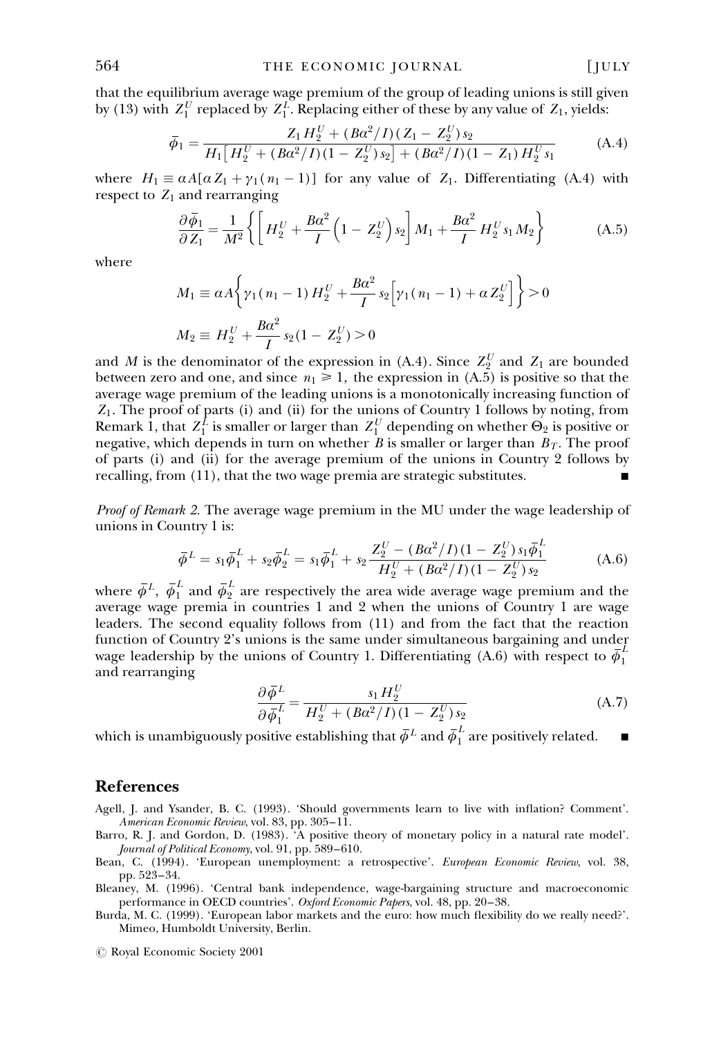that the equilibrium average wage premium of the group of leading unions is still given by (13) with $Z_1^U$ replaced by $Z_1^L$. Replacing either of these by any value of $Z_1$, yields:

$$\bar{\phi}_1 = \frac{Z_1 H_2^U + (B\alpha^2/I)(Z_1 - Z_2^U)s_2}{H_1\left[H_2^U + (B\alpha^2/I)(1 - Z_2^U)s_2\right] + (B\alpha^2/I)(1 - Z_1)H_2^U s_1} \tag{A.4}$$

where $H_1 \equiv \alpha A[\alpha Z_1 + \gamma_1(n_1 - 1)]$ for any value of $Z_1$. Differentiating (A.4) with respect to $Z_1$ and rearranging

$$\frac{\partial \bar{\phi}_1}{\partial Z_1} = \frac{1}{M^2}\left\{\left[H_2^U + \frac{B\alpha^2}{I}\left(1 - Z_2^U\right)s_2\right]M_1 + \frac{B\alpha^2}{I}H_2^U s_1 M_2\right\} \tag{A.5}$$

where

$$M_1 \equiv \alpha A\left\{\gamma_1(n_1 - 1)H_2^U + \frac{B\alpha^2}{I}s_2\left[\gamma_1(n_1 - 1) + \alpha Z_2^U\right]\right\} > 0$$

$$M_2 \equiv H_2^U + \frac{B\alpha^2}{I}s_2(1 - Z_2^U) > 0$$

and $M$ is the denominator of the expression in (A.4). Since $Z_2^U$ and $Z_1$ are bounded between zero and one, and since $n_1 \geqslant 1$, the expression in (A.5) is positive so that the average wage premium of the leading unions is a monotonically increasing function of $Z_1$. The proof of parts (i) and (ii) for the unions of Country 1 follows by noting, from Remark 1, that $Z_1^L$ is smaller or larger than $Z_1^U$ depending on whether $\Theta_2$ is positive or negative, which depends in turn on whether $B$ is smaller or larger than $B_T$. The proof of parts (i) and (ii) for the average premium of the unions in Country 2 follows by recalling, from (11), that the two wage premia are strategic substitutes. ∎

*Proof of Remark 2.* The average wage premium in the MU under the wage leadership of unions in Country 1 is:

$$\bar{\phi}^L = s_1\bar{\phi}_1^L + s_2\bar{\phi}_2^L = s_1\bar{\phi}_1^L + s_2\frac{Z_2^U - (B\alpha^2/I)(1 - Z_2^U)s_1\bar{\phi}_1^L}{H_2^U + (B\alpha^2/I)(1 - Z_2^U)s_2} \tag{A.6}$$

where $\bar{\phi}^L$, $\bar{\phi}_1^L$ and $\bar{\phi}_2^L$ are respectively the area wide average wage premium and the average wage premia in countries 1 and 2 when the unions of Country 1 are wage leaders. The second equality follows from (11) and from the fact that the reaction function of Country 2's unions is the same under simultaneous bargaining and under wage leadership by the unions of Country 1. Differentiating (A.6) with respect to $\bar{\phi}_1^L$ and rearranging

$$\frac{\partial \bar{\phi}^L}{\partial \bar{\phi}_1^L} = \frac{s_1 H_2^U}{H_2^U + (B\alpha^2/I)(1 - Z_2^U)s_2} \tag{A.7}$$

which is unambiguously positive establishing that $\bar{\phi}^L$ and $\bar{\phi}_1^L$ are positively related. ∎

## References

Agell, J. and Ysander, B. C. (1993). 'Should governments learn to live with inflation? Comment'. *American Economic Review*, vol. 83, pp. 305–11.

Barro, R. J. and Gordon, D. (1983). 'A positive theory of monetary policy in a natural rate model'. *Journal of Political Economy*, vol. 91, pp. 589–610.

Bean, C. (1994). 'European unemployment: a retrospective'. *European Economic Review*, vol. 38, pp. 523–34.

Bleaney, M. (1996). 'Central bank independence, wage-bargaining structure and macroeconomic performance in OECD countries'. *Oxford Economic Papers*, vol. 48, pp. 20–38.

Burda, M. C. (1999). 'European labor markets and the euro: how much flexibility do we really need?'. Mimeo, Humboldt University, Berlin.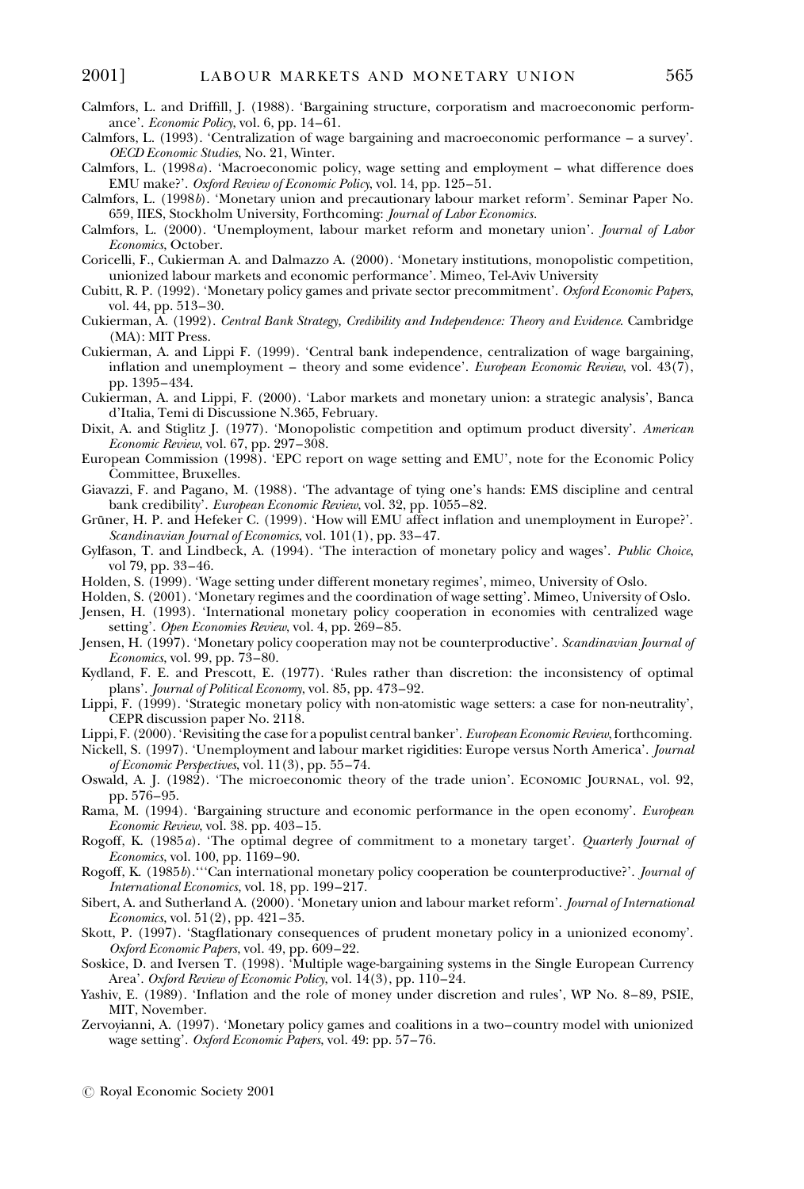Calmfors, L. and Driffill, J. (1988). 'Bargaining structure, corporatism and macroeconomic performance'. *Economic Policy*, vol. 6, pp. 14–61.

Calmfors, L. (1993). 'Centralization of wage bargaining and macroeconomic performance – a survey'. *OECD Economic Studies*, No. 21, Winter.

Calmfors, L. (1998*a*). 'Macroeconomic policy, wage setting and employment – what difference does EMU make?'. *Oxford Review of Economic Policy*, vol. 14, pp. 125–51.

Calmfors, L. (1998*b*). 'Monetary union and precautionary labour market reform'. Seminar Paper No. 659, IIES, Stockholm University, Forthcoming: *Journal of Labor Economics*.

Calmfors, L. (2000). 'Unemployment, labour market reform and monetary union'. *Journal of Labor Economics*, October.

Coricelli, F., Cukierman A. and Dalmazzo A. (2000). 'Monetary institutions, monopolistic competition, unionized labour markets and economic performance'. Mimeo, Tel-Aviv University

Cubitt, R. P. (1992). 'Monetary policy games and private sector precommitment'. *Oxford Economic Papers*, vol. 44, pp. 513–30.

Cukierman, A. (1992). *Central Bank Strategy, Credibility and Independence: Theory and Evidence*. Cambridge (MA): MIT Press.

Cukierman, A. and Lippi F. (1999). 'Central bank independence, centralization of wage bargaining, inflation and unemployment – theory and some evidence'. *European Economic Review*, vol. 43(7), pp. 1395–434.

Cukierman, A. and Lippi, F. (2000). 'Labor markets and monetary union: a strategic analysis', Banca d'Italia, Temi di Discussione N.365, February.

Dixit, A. and Stiglitz J. (1977). 'Monopolistic competition and optimum product diversity'. *American Economic Review*, vol. 67, pp. 297–308.

European Commission (1998). 'EPC report on wage setting and EMU', note for the Economic Policy Committee, Bruxelles.

Giavazzi, F. and Pagano, M. (1988). 'The advantage of tying one's hands: EMS discipline and central bank credibility'. *European Economic Review*, vol. 32, pp. 1055–82.

Grüner, H. P. and Hefeker C. (1999). 'How will EMU affect inflation and unemployment in Europe?'. *Scandinavian Journal of Economics*, vol. 101(1), pp. 33–47.

Gylfason, T. and Lindbeck, A. (1994). 'The interaction of monetary policy and wages'. *Public Choice*, vol 79, pp. 33–46.

Holden, S. (1999). 'Wage setting under different monetary regimes', mimeo, University of Oslo.

Holden, S. (2001). 'Monetary regimes and the coordination of wage setting'. Mimeo, University of Oslo.

Jensen, H. (1993). 'International monetary policy cooperation in economies with centralized wage setting'. *Open Economies Review*, vol. 4, pp. 269–85.

Jensen, H. (1997). 'Monetary policy cooperation may not be counterproductive'. *Scandinavian Journal of Economics*, vol. 99, pp. 73–80.

Kydland, F. E. and Prescott, E. (1977). 'Rules rather than discretion: the inconsistency of optimal plans'. *Journal of Political Economy*, vol. 85, pp. 473–92.

Lippi, F. (1999). 'Strategic monetary policy with non-atomistic wage setters: a case for non-neutrality', CEPR discussion paper No. 2118.

Lippi, F. (2000). 'Revisiting the case for a populist central banker'. *European Economic Review*, forthcoming.

Nickell, S. (1997). 'Unemployment and labour market rigidities: Europe versus North America'. *Journal of Economic Perspectives*, vol. 11(3), pp. 55–74.

Oswald, A. J. (1982). 'The microeconomic theory of the trade union'. ECONOMIC JOURNAL, vol. 92, pp. 576–95.

Rama, M. (1994). 'Bargaining structure and economic performance in the open economy'. *European Economic Review*, vol. 38. pp. 403–15.

Rogoff, K. (1985*a*). 'The optimal degree of commitment to a monetary target'. *Quarterly Journal of Economics*, vol. 100, pp. 1169–90.

Rogoff, K. (1985*b*).'''Can international monetary policy cooperation be counterproductive?'. *Journal of International Economics*, vol. 18, pp. 199–217.

Sibert, A. and Sutherland A. (2000). 'Monetary union and labour market reform'. *Journal of International Economics*, vol. 51(2), pp. 421–35.

Skott, P. (1997). 'Stagflationary consequences of prudent monetary policy in a unionized economy'. *Oxford Economic Papers*, vol. 49, pp. 609–22.

Soskice, D. and Iversen T. (1998). 'Multiple wage-bargaining systems in the Single European Currency Area'. *Oxford Review of Economic Policy*, vol. 14(3), pp. 110–24.

Yashiv, E. (1989). 'Inflation and the role of money under discretion and rules', WP No. 8–89, PSIE, MIT, November.

Zervoyianni, A. (1997). 'Monetary policy games and coalitions in a two–country model with unionized wage setting'. *Oxford Economic Papers*, vol. 49: pp. 57–76.